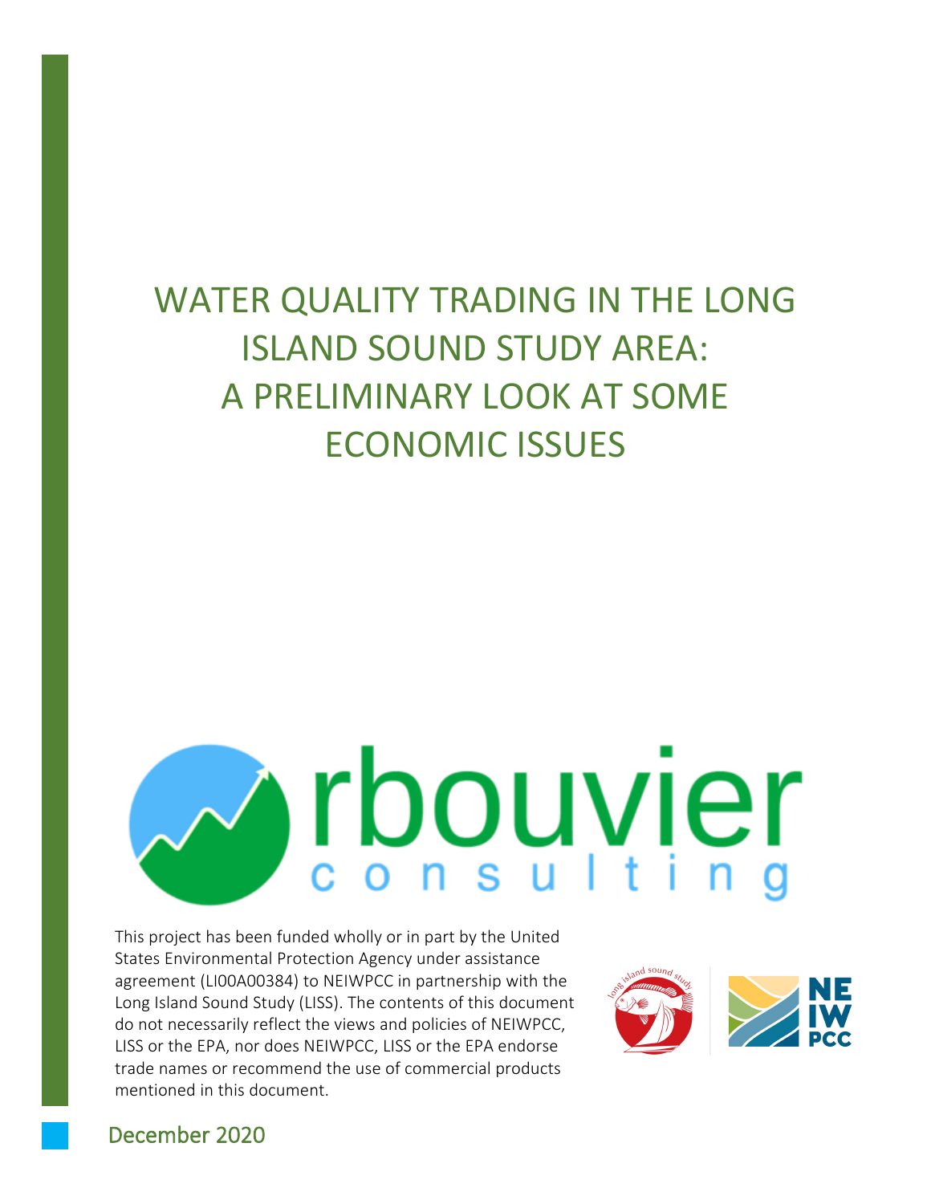# WATER QUALITY TRADING IN THE LONG ISLAND SOUND STUDY AREA: A PRELIMINARY LOOK AT SOME ECONOMIC ISSUES

rbouvier consulting

This project has been funded wholly or in part by the United States Environmental Protection Agency under assistance agreement (LI00A00384) to NEIWPCC in partnership with the Long Island Sound Study (LISS). The contents of this document do not necessarily reflect the views and policies of NEIWPCC, LISS or the EPA, nor does NEIWPCC, LISS or the EPA endorse trade names or recommend the use of commercial products mentioned in this document.

December 2020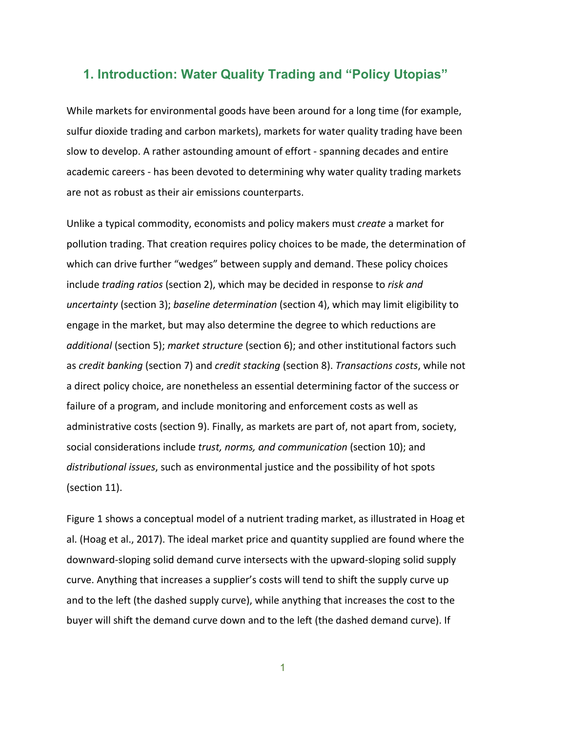## 1. Introduction: Water Quality Trading and "Policy Utopias"

While markets for environmental goods have been around for a long time (for example, sulfur dioxide trading and carbon markets), markets for water quality trading have been slow to develop. A rather astounding amount of effort - spanning decades and entire academic careers - has been devoted to determining why water quality trading markets are not as robust as their air emissions counterparts.

Unlike a typical commodity, economists and policy makers must *create* a market for pollution trading. That creation requires policy choices to be made, the determination of which can drive further "wedges" between supply and demand. These policy choices include *trading ratios* (section 2), which may be decided in response to *risk and uncertainty* (section 3); *baseline determination* (section 4), which may limit eligibility to engage in the market, but may also determine the degree to which reductions are *additional* (section 5); *market structure* (section 6); and other institutional factors such as *credit banking* (section 7) and *credit stacking* (section 8). *Transactions costs*, while not a direct policy choice, are nonetheless an essential determining factor of the success or failure of a program, and include monitoring and enforcement costs as well as administrative costs (section 9). Finally, as markets are part of, not apart from, society, social considerations include *trust, norms, and communication* (section 10); and *distributional issues*, such as environmental justice and the possibility of hot spots (section 11).

Figure 1 shows a conceptual model of a nutrient trading market, as illustrated in Hoag et al. (Hoag et al., 2017). The ideal market price and quantity supplied are found where the downward-sloping solid demand curve intersects with the upward-sloping solid supply curve. Anything that increases a supplier's costs will tend to shift the supply curve up and to the left (the dashed supply curve), while anything that increases the cost to the buyer will shift the demand curve down and to the left (the dashed demand curve). If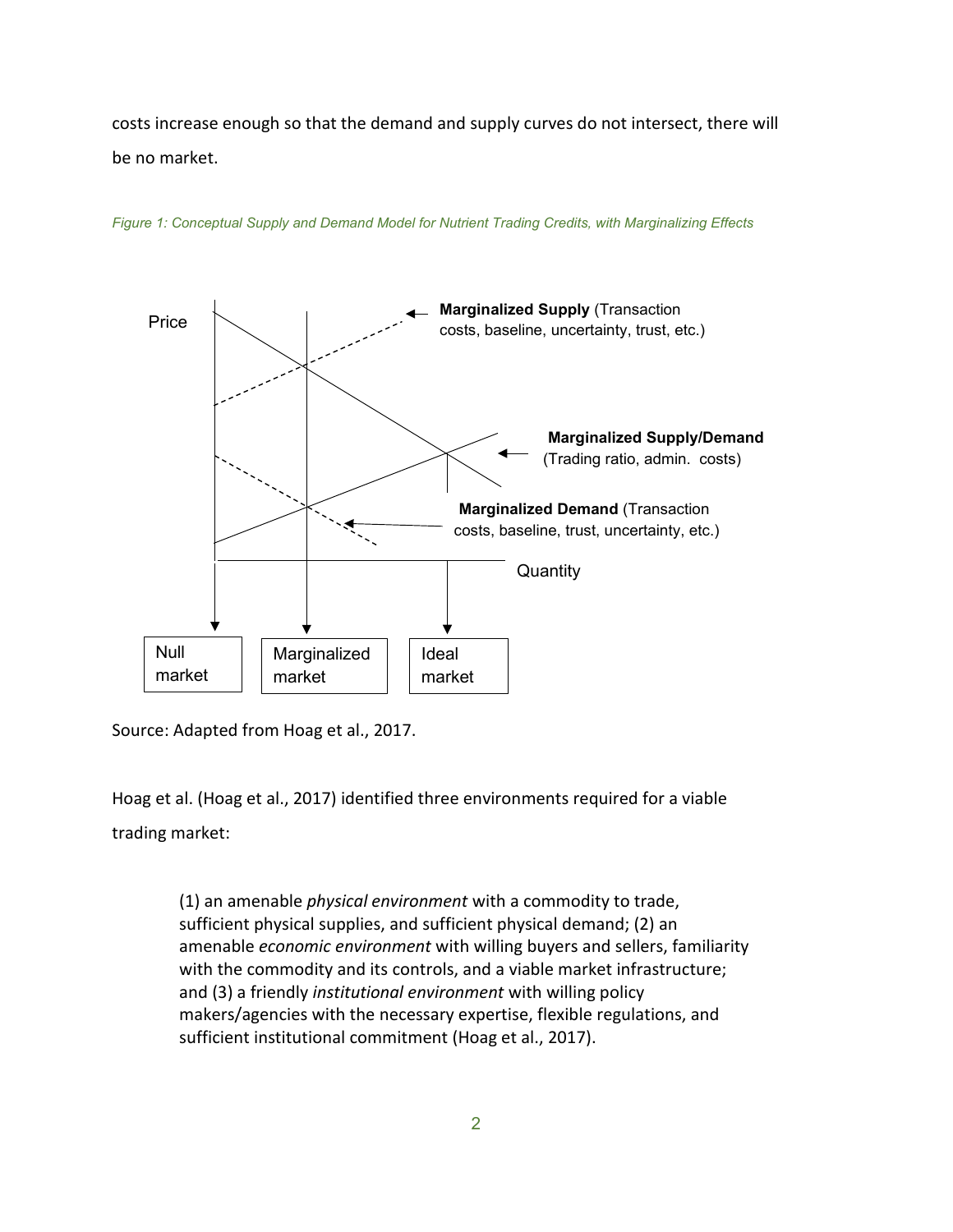costs increase enough so that the demand and supply curves do not intersect, there will be no market.

*Figure 1: Conceptual Supply and Demand Model for Nutrient Trading Credits, with Marginalizing Effects*

Source: Adapted from Hoag et al., 2017.

Hoag et al. (Hoag et al., 2017) identified three environments required for a viable trading market:

> (1) an amenable *physical environment* with a commodity to trade, sufficient physical supplies, and sufficient physical demand; (2) an amenable *economic environment* with willing buyers and sellers, familiarity with the commodity and its controls, and a viable market infrastructure; and (3) a friendly *institutional environment* with willing policy makers/agencies with the necessary expertise, flexible regulations, and sufficient institutional commitment (Hoag et al., 2017).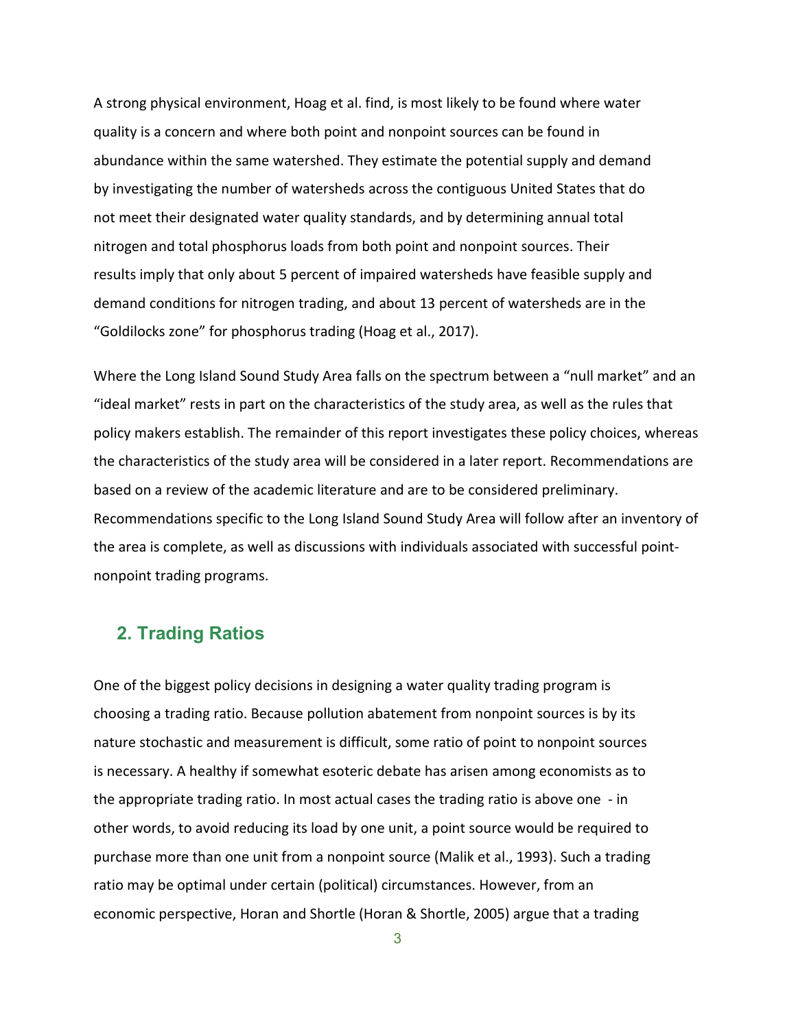A strong physical environment, Hoag et al. find, is most likely to be found where water quality is a concern and where both point and nonpoint sources can be found in abundance within the same watershed. They estimate the potential supply and demand by investigating the number of watersheds across the contiguous United States that do not meet their designated water quality standards, and by determining annual total nitrogen and total phosphorus loads from both point and nonpoint sources. Their results imply that only about 5 percent of impaired watersheds have feasible supply and demand conditions for nitrogen trading, and about 13 percent of watersheds are in the "Goldilocks zone" for phosphorus trading (Hoag et al., 2017).

Where the Long Island Sound Study Area falls on the spectrum between a "null market" and an "ideal market" rests in part on the characteristics of the study area, as well as the rules that policy makers establish. The remainder of this report investigates these policy choices, whereas the characteristics of the study area will be considered in a later report. Recommendations are based on a review of the academic literature and are to be considered preliminary. Recommendations specific to the Long Island Sound Study Area will follow after an inventory of the area is complete, as well as discussions with individuals associated with successful point-nonpoint trading programs.

## 2. Trading Ratios

One of the biggest policy decisions in designing a water quality trading program is choosing a trading ratio. Because pollution abatement from nonpoint sources is by its nature stochastic and measurement is difficult, some ratio of point to nonpoint sources is necessary. A healthy if somewhat esoteric debate has arisen among economists as to the appropriate trading ratio. In most actual cases the trading ratio is above one - in other words, to avoid reducing its load by one unit, a point source would be required to purchase more than one unit from a nonpoint source (Malik et al., 1993). Such a trading ratio may be optimal under certain (political) circumstances. However, from an economic perspective, Horan and Shortle (Horan & Shortle, 2005) argue that a trading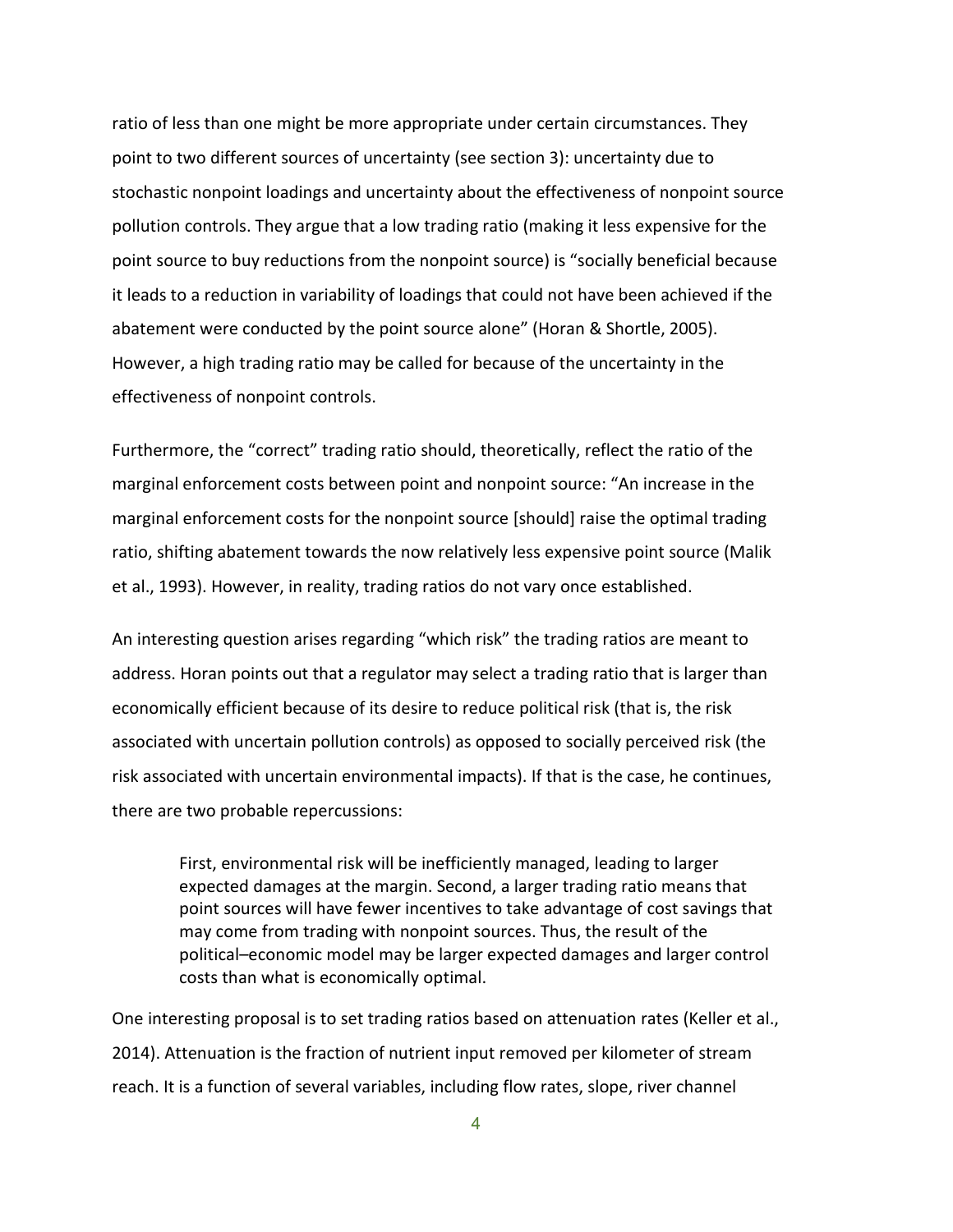ratio of less than one might be more appropriate under certain circumstances. They point to two different sources of uncertainty (see section 3): uncertainty due to stochastic nonpoint loadings and uncertainty about the effectiveness of nonpoint source pollution controls. They argue that a low trading ratio (making it less expensive for the point source to buy reductions from the nonpoint source) is "socially beneficial because it leads to a reduction in variability of loadings that could not have been achieved if the abatement were conducted by the point source alone" (Horan & Shortle, 2005). However, a high trading ratio may be called for because of the uncertainty in the effectiveness of nonpoint controls.

Furthermore, the "correct" trading ratio should, theoretically, reflect the ratio of the marginal enforcement costs between point and nonpoint source: "An increase in the marginal enforcement costs for the nonpoint source [should] raise the optimal trading ratio, shifting abatement towards the now relatively less expensive point source (Malik et al., 1993). However, in reality, trading ratios do not vary once established.

An interesting question arises regarding "which risk" the trading ratios are meant to address. Horan points out that a regulator may select a trading ratio that is larger than economically efficient because of its desire to reduce political risk (that is, the risk associated with uncertain pollution controls) as opposed to socially perceived risk (the risk associated with uncertain environmental impacts). If that is the case, he continues, there are two probable repercussions:

> First, environmental risk will be inefficiently managed, leading to larger expected damages at the margin. Second, a larger trading ratio means that point sources will have fewer incentives to take advantage of cost savings that may come from trading with nonpoint sources. Thus, the result of the political–economic model may be larger expected damages and larger control costs than what is economically optimal.

One interesting proposal is to set trading ratios based on attenuation rates (Keller et al., 2014). Attenuation is the fraction of nutrient input removed per kilometer of stream reach. It is a function of several variables, including flow rates, slope, river channel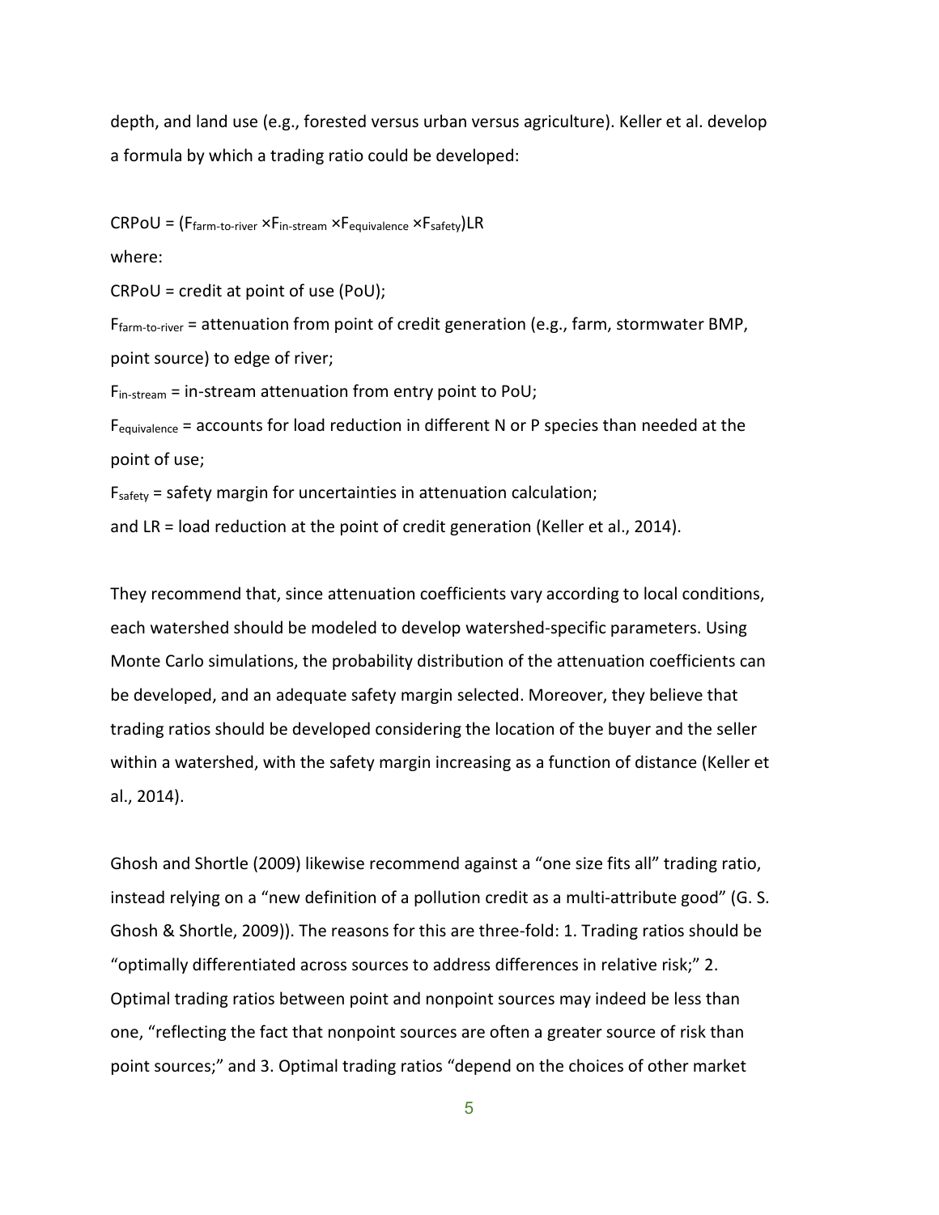depth, and land use (e.g., forested versus urban versus agriculture). Keller et al. develop a formula by which a trading ratio could be developed:

$$CRPoU = (F_{farm\text{-}to\text{-}river} \times F_{in\text{-}stream} \times F_{equivalence} \times F_{safety})LR$$

where:

CRPoU = credit at point of use (PoU);

$F_{farm\text{-}to\text{-}river}$ = attenuation from point of credit generation (e.g., farm, stormwater BMP, point source) to edge of river;

$F_{in\text{-}stream}$ = in-stream attenuation from entry point to PoU;

$F_{equivalence}$ = accounts for load reduction in different N or P species than needed at the point of use;

$F_{safety}$ = safety margin for uncertainties in attenuation calculation;

and LR = load reduction at the point of credit generation (Keller et al., 2014).

They recommend that, since attenuation coefficients vary according to local conditions, each watershed should be modeled to develop watershed-specific parameters. Using Monte Carlo simulations, the probability distribution of the attenuation coefficients can be developed, and an adequate safety margin selected. Moreover, they believe that trading ratios should be developed considering the location of the buyer and the seller within a watershed, with the safety margin increasing as a function of distance (Keller et al., 2014).

Ghosh and Shortle (2009) likewise recommend against a "one size fits all" trading ratio, instead relying on a "new definition of a pollution credit as a multi-attribute good" (G. S. Ghosh & Shortle, 2009)). The reasons for this are three-fold: 1. Trading ratios should be "optimally differentiated across sources to address differences in relative risk;" 2. Optimal trading ratios between point and nonpoint sources may indeed be less than one, "reflecting the fact that nonpoint sources are often a greater source of risk than point sources;" and 3. Optimal trading ratios "depend on the choices of other market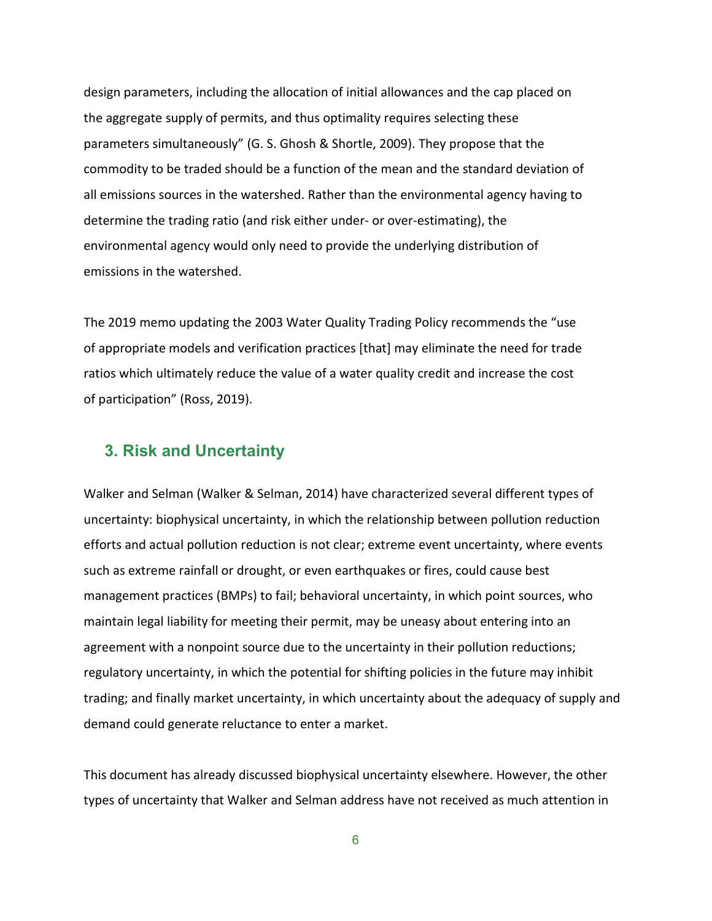design parameters, including the allocation of initial allowances and the cap placed on the aggregate supply of permits, and thus optimality requires selecting these parameters simultaneously" (G. S. Ghosh & Shortle, 2009). They propose that the commodity to be traded should be a function of the mean and the standard deviation of all emissions sources in the watershed. Rather than the environmental agency having to determine the trading ratio (and risk either under- or over-estimating), the environmental agency would only need to provide the underlying distribution of emissions in the watershed.

The 2019 memo updating the 2003 Water Quality Trading Policy recommends the "use of appropriate models and verification practices [that] may eliminate the need for trade ratios which ultimately reduce the value of a water quality credit and increase the cost of participation" (Ross, 2019).

## 3. Risk and Uncertainty

Walker and Selman (Walker & Selman, 2014) have characterized several different types of uncertainty: biophysical uncertainty, in which the relationship between pollution reduction efforts and actual pollution reduction is not clear; extreme event uncertainty, where events such as extreme rainfall or drought, or even earthquakes or fires, could cause best management practices (BMPs) to fail; behavioral uncertainty, in which point sources, who maintain legal liability for meeting their permit, may be uneasy about entering into an agreement with a nonpoint source due to the uncertainty in their pollution reductions; regulatory uncertainty, in which the potential for shifting policies in the future may inhibit trading; and finally market uncertainty, in which uncertainty about the adequacy of supply and demand could generate reluctance to enter a market.

This document has already discussed biophysical uncertainty elsewhere. However, the other types of uncertainty that Walker and Selman address have not received as much attention in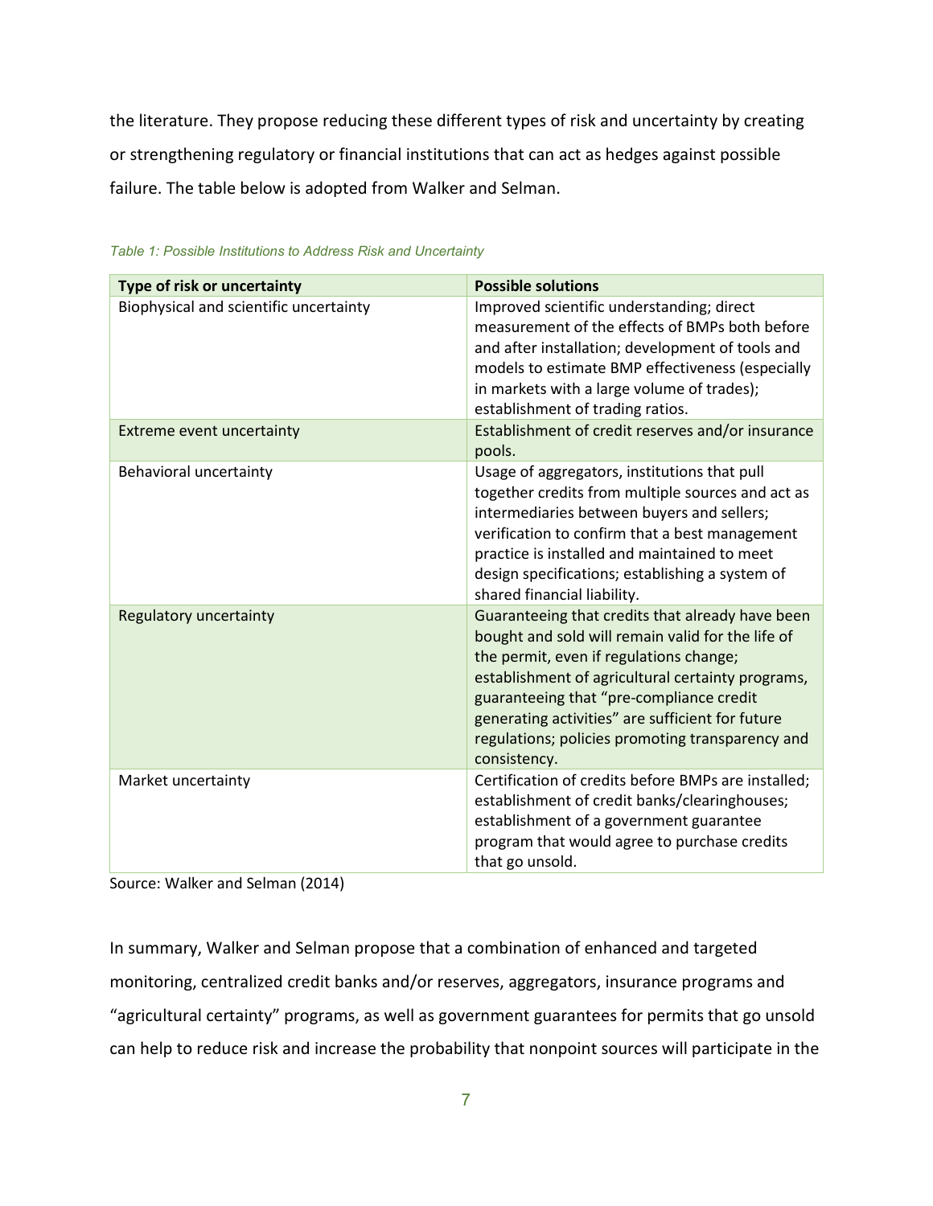the literature. They propose reducing these different types of risk and uncertainty by creating or strengthening regulatory or financial institutions that can act as hedges against possible failure. The table below is adopted from Walker and Selman.

*Table 1: Possible Institutions to Address Risk and Uncertainty*

| Type of risk or uncertainty | Possible solutions |
|---|---|
| Biophysical and scientific uncertainty | Improved scientific understanding; direct measurement of the effects of BMPs both before and after installation; development of tools and models to estimate BMP effectiveness (especially in markets with a large volume of trades); establishment of trading ratios. |
| Extreme event uncertainty | Establishment of credit reserves and/or insurance pools. |
| Behavioral uncertainty | Usage of aggregators, institutions that pull together credits from multiple sources and act as intermediaries between buyers and sellers; verification to confirm that a best management practice is installed and maintained to meet design specifications; establishing a system of shared financial liability. |
| Regulatory uncertainty | Guaranteeing that credits that already have been bought and sold will remain valid for the life of the permit, even if regulations change; establishment of agricultural certainty programs, guaranteeing that "pre-compliance credit generating activities" are sufficient for future regulations; policies promoting transparency and consistency. |
| Market uncertainty | Certification of credits before BMPs are installed; establishment of credit banks/clearinghouses; establishment of a government guarantee program that would agree to purchase credits that go unsold. |

Source: Walker and Selman (2014)

In summary, Walker and Selman propose that a combination of enhanced and targeted monitoring, centralized credit banks and/or reserves, aggregators, insurance programs and "agricultural certainty" programs, as well as government guarantees for permits that go unsold can help to reduce risk and increase the probability that nonpoint sources will participate in the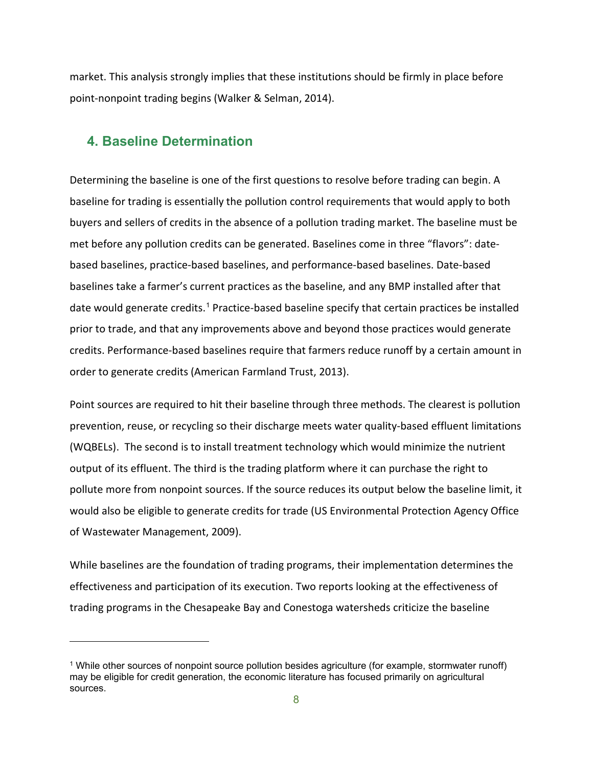market. This analysis strongly implies that these institutions should be firmly in place before point-nonpoint trading begins (Walker & Selman, 2014).

## 4. Baseline Determination

Determining the baseline is one of the first questions to resolve before trading can begin. A baseline for trading is essentially the pollution control requirements that would apply to both buyers and sellers of credits in the absence of a pollution trading market. The baseline must be met before any pollution credits can be generated. Baselines come in three "flavors": date-based baselines, practice-based baselines, and performance-based baselines. Date-based baselines take a farmer's current practices as the baseline, and any BMP installed after that date would generate credits.[1] Practice-based baseline specify that certain practices be installed prior to trade, and that any improvements above and beyond those practices would generate credits. Performance-based baselines require that farmers reduce runoff by a certain amount in order to generate credits (American Farmland Trust, 2013).

Point sources are required to hit their baseline through three methods. The clearest is pollution prevention, reuse, or recycling so their discharge meets water quality-based effluent limitations (WQBELs). The second is to install treatment technology which would minimize the nutrient output of its effluent. The third is the trading platform where it can purchase the right to pollute more from nonpoint sources. If the source reduces its output below the baseline limit, it would also be eligible to generate credits for trade (US Environmental Protection Agency Office of Wastewater Management, 2009).

While baselines are the foundation of trading programs, their implementation determines the effectiveness and participation of its execution. Two reports looking at the effectiveness of trading programs in the Chesapeake Bay and Conestoga watersheds criticize the baseline

[1] While other sources of nonpoint source pollution besides agriculture (for example, stormwater runoff) may be eligible for credit generation, the economic literature has focused primarily on agricultural sources.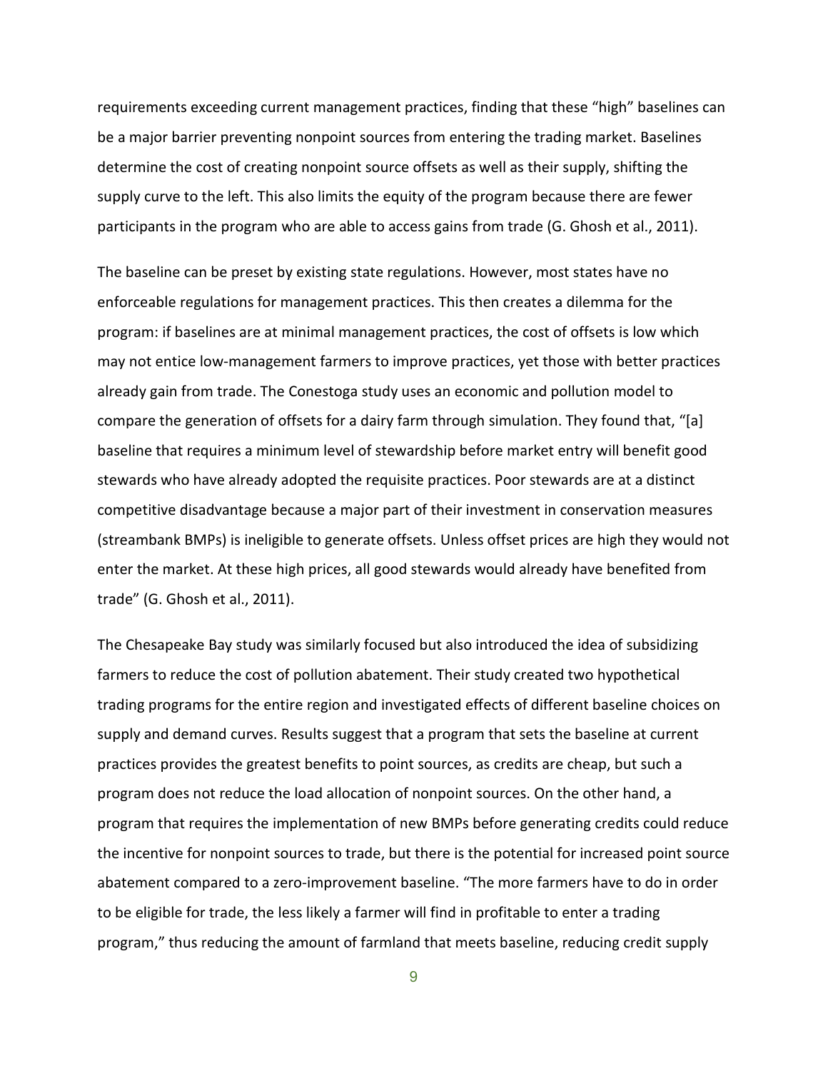requirements exceeding current management practices, finding that these "high" baselines can be a major barrier preventing nonpoint sources from entering the trading market. Baselines determine the cost of creating nonpoint source offsets as well as their supply, shifting the supply curve to the left. This also limits the equity of the program because there are fewer participants in the program who are able to access gains from trade (G. Ghosh et al., 2011).

The baseline can be preset by existing state regulations. However, most states have no enforceable regulations for management practices. This then creates a dilemma for the program: if baselines are at minimal management practices, the cost of offsets is low which may not entice low-management farmers to improve practices, yet those with better practices already gain from trade. The Conestoga study uses an economic and pollution model to compare the generation of offsets for a dairy farm through simulation. They found that, "[a] baseline that requires a minimum level of stewardship before market entry will benefit good stewards who have already adopted the requisite practices. Poor stewards are at a distinct competitive disadvantage because a major part of their investment in conservation measures (streambank BMPs) is ineligible to generate offsets. Unless offset prices are high they would not enter the market. At these high prices, all good stewards would already have benefited from trade" (G. Ghosh et al., 2011).

The Chesapeake Bay study was similarly focused but also introduced the idea of subsidizing farmers to reduce the cost of pollution abatement. Their study created two hypothetical trading programs for the entire region and investigated effects of different baseline choices on supply and demand curves. Results suggest that a program that sets the baseline at current practices provides the greatest benefits to point sources, as credits are cheap, but such a program does not reduce the load allocation of nonpoint sources. On the other hand, a program that requires the implementation of new BMPs before generating credits could reduce the incentive for nonpoint sources to trade, but there is the potential for increased point source abatement compared to a zero-improvement baseline. "The more farmers have to do in order to be eligible for trade, the less likely a farmer will find in profitable to enter a trading program," thus reducing the amount of farmland that meets baseline, reducing credit supply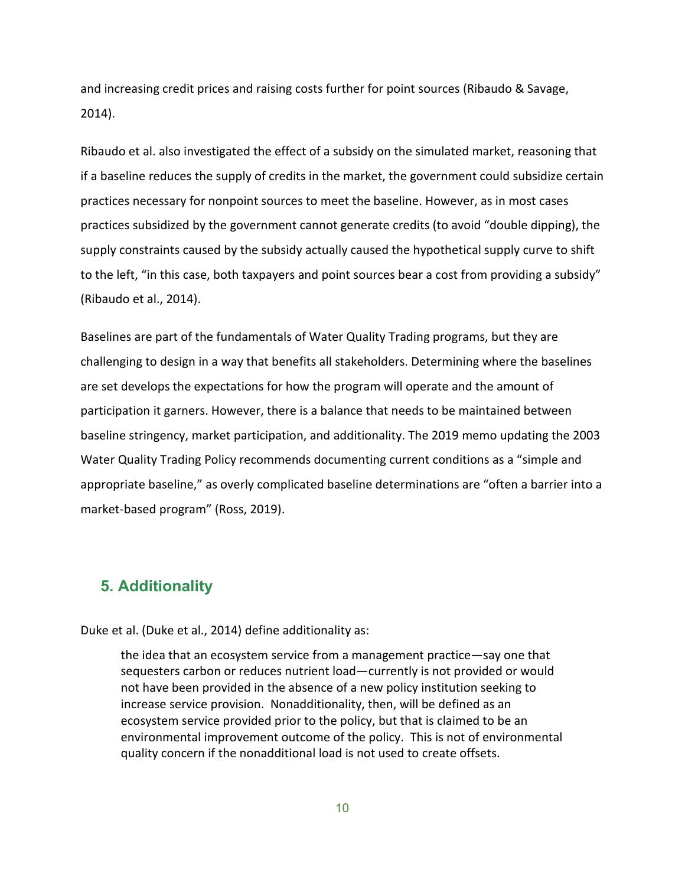and increasing credit prices and raising costs further for point sources (Ribaudo & Savage, 2014).

Ribaudo et al. also investigated the effect of a subsidy on the simulated market, reasoning that if a baseline reduces the supply of credits in the market, the government could subsidize certain practices necessary for nonpoint sources to meet the baseline. However, as in most cases practices subsidized by the government cannot generate credits (to avoid "double dipping), the supply constraints caused by the subsidy actually caused the hypothetical supply curve to shift to the left, "in this case, both taxpayers and point sources bear a cost from providing a subsidy" (Ribaudo et al., 2014).

Baselines are part of the fundamentals of Water Quality Trading programs, but they are challenging to design in a way that benefits all stakeholders. Determining where the baselines are set develops the expectations for how the program will operate and the amount of participation it garners. However, there is a balance that needs to be maintained between baseline stringency, market participation, and additionality. The 2019 memo updating the 2003 Water Quality Trading Policy recommends documenting current conditions as a "simple and appropriate baseline," as overly complicated baseline determinations are "often a barrier into a market-based program" (Ross, 2019).

## 5. Additionality

Duke et al. (Duke et al., 2014) define additionality as:

> the idea that an ecosystem service from a management practice—say one that sequesters carbon or reduces nutrient load—currently is not provided or would not have been provided in the absence of a new policy institution seeking to increase service provision. Nonadditionality, then, will be defined as an ecosystem service provided prior to the policy, but that is claimed to be an environmental improvement outcome of the policy. This is not of environmental quality concern if the nonadditional load is not used to create offsets.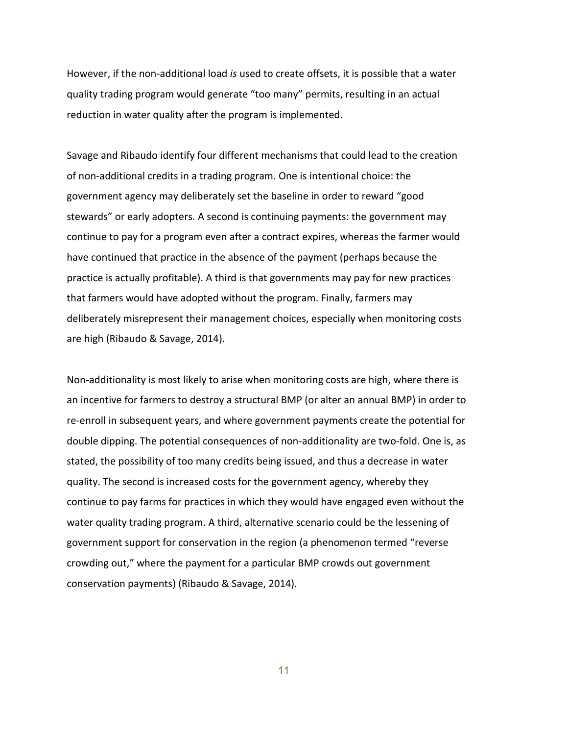However, if the non-additional load *is* used to create offsets, it is possible that a water quality trading program would generate "too many" permits, resulting in an actual reduction in water quality after the program is implemented.

Savage and Ribaudo identify four different mechanisms that could lead to the creation of non-additional credits in a trading program. One is intentional choice: the government agency may deliberately set the baseline in order to reward "good stewards" or early adopters. A second is continuing payments: the government may continue to pay for a program even after a contract expires, whereas the farmer would have continued that practice in the absence of the payment (perhaps because the practice is actually profitable). A third is that governments may pay for new practices that farmers would have adopted without the program. Finally, farmers may deliberately misrepresent their management choices, especially when monitoring costs are high (Ribaudo & Savage, 2014).

Non-additionality is most likely to arise when monitoring costs are high, where there is an incentive for farmers to destroy a structural BMP (or alter an annual BMP) in order to re-enroll in subsequent years, and where government payments create the potential for double dipping. The potential consequences of non-additionality are two-fold. One is, as stated, the possibility of too many credits being issued, and thus a decrease in water quality. The second is increased costs for the government agency, whereby they continue to pay farms for practices in which they would have engaged even without the water quality trading program. A third, alternative scenario could be the lessening of government support for conservation in the region (a phenomenon termed "reverse crowding out," where the payment for a particular BMP crowds out government conservation payments) (Ribaudo & Savage, 2014).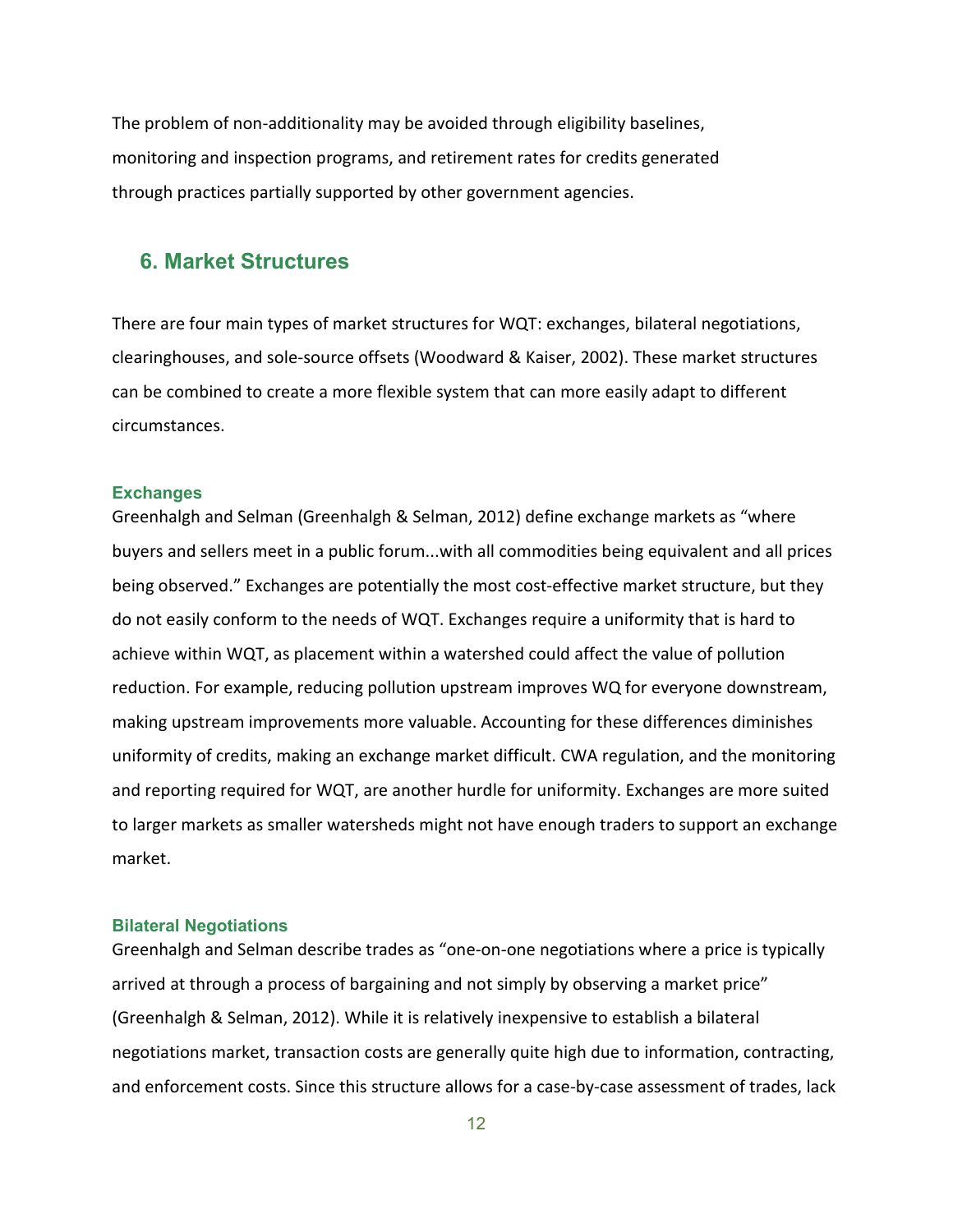The problem of non-additionality may be avoided through eligibility baselines, monitoring and inspection programs, and retirement rates for credits generated through practices partially supported by other government agencies.

## 6. Market Structures

There are four main types of market structures for WQT: exchanges, bilateral negotiations, clearinghouses, and sole-source offsets (Woodward & Kaiser, 2002). These market structures can be combined to create a more flexible system that can more easily adapt to different circumstances.

### Exchanges

Greenhalgh and Selman (Greenhalgh & Selman, 2012) define exchange markets as "where buyers and sellers meet in a public forum...with all commodities being equivalent and all prices being observed." Exchanges are potentially the most cost-effective market structure, but they do not easily conform to the needs of WQT. Exchanges require a uniformity that is hard to achieve within WQT, as placement within a watershed could affect the value of pollution reduction. For example, reducing pollution upstream improves WQ for everyone downstream, making upstream improvements more valuable. Accounting for these differences diminishes uniformity of credits, making an exchange market difficult. CWA regulation, and the monitoring and reporting required for WQT, are another hurdle for uniformity. Exchanges are more suited to larger markets as smaller watersheds might not have enough traders to support an exchange market.

### Bilateral Negotiations

Greenhalgh and Selman describe trades as "one-on-one negotiations where a price is typically arrived at through a process of bargaining and not simply by observing a market price" (Greenhalgh & Selman, 2012). While it is relatively inexpensive to establish a bilateral negotiations market, transaction costs are generally quite high due to information, contracting, and enforcement costs. Since this structure allows for a case-by-case assessment of trades, lack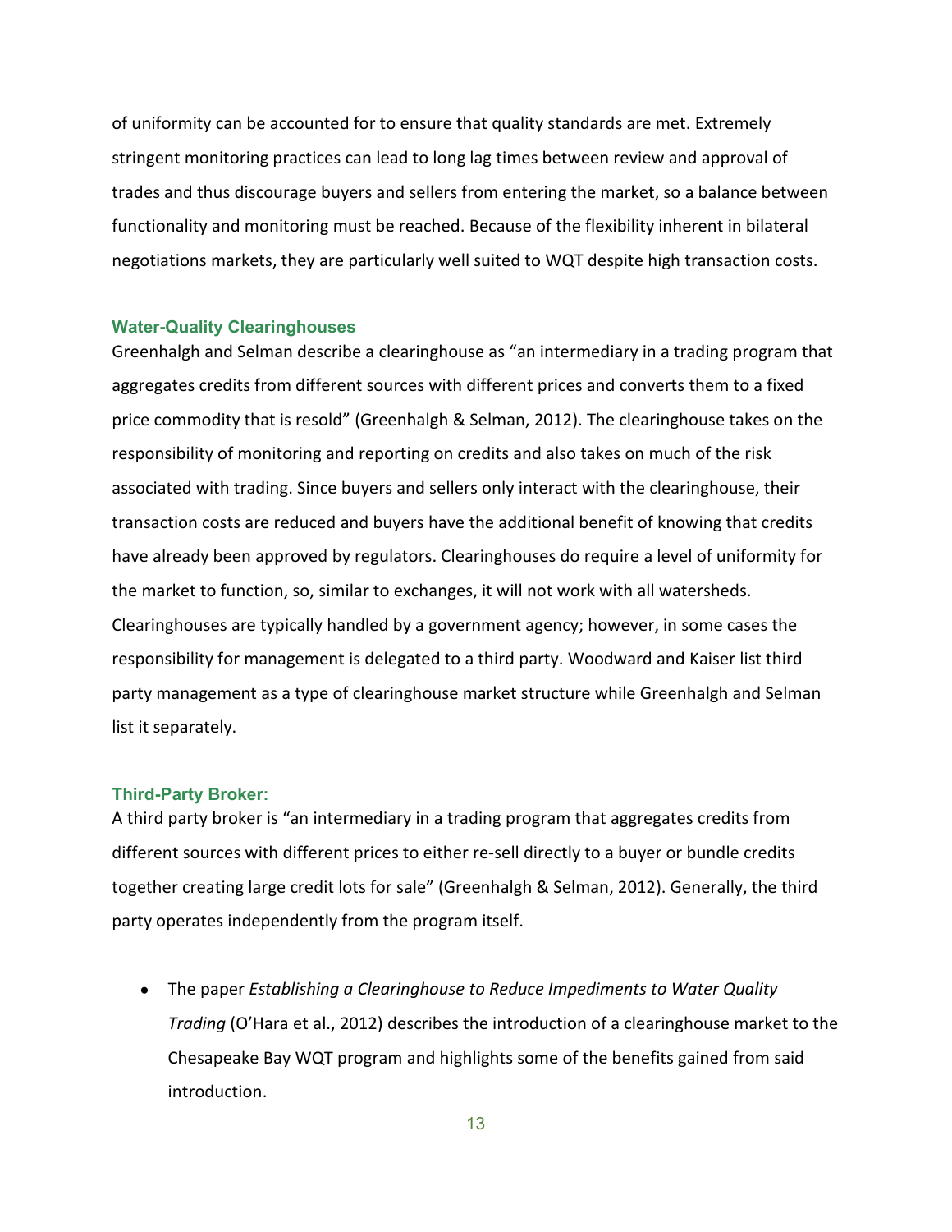of uniformity can be accounted for to ensure that quality standards are met. Extremely stringent monitoring practices can lead to long lag times between review and approval of trades and thus discourage buyers and sellers from entering the market, so a balance between functionality and monitoring must be reached. Because of the flexibility inherent in bilateral negotiations markets, they are particularly well suited to WQT despite high transaction costs.

### Water-Quality Clearinghouses

Greenhalgh and Selman describe a clearinghouse as "an intermediary in a trading program that aggregates credits from different sources with different prices and converts them to a fixed price commodity that is resold" (Greenhalgh & Selman, 2012). The clearinghouse takes on the responsibility of monitoring and reporting on credits and also takes on much of the risk associated with trading. Since buyers and sellers only interact with the clearinghouse, their transaction costs are reduced and buyers have the additional benefit of knowing that credits have already been approved by regulators. Clearinghouses do require a level of uniformity for the market to function, so, similar to exchanges, it will not work with all watersheds. Clearinghouses are typically handled by a government agency; however, in some cases the responsibility for management is delegated to a third party. Woodward and Kaiser list third party management as a type of clearinghouse market structure while Greenhalgh and Selman list it separately.

### Third-Party Broker:

A third party broker is "an intermediary in a trading program that aggregates credits from different sources with different prices to either re-sell directly to a buyer or bundle credits together creating large credit lots for sale" (Greenhalgh & Selman, 2012). Generally, the third party operates independently from the program itself.

- The paper *Establishing a Clearinghouse to Reduce Impediments to Water Quality Trading* (O'Hara et al., 2012) describes the introduction of a clearinghouse market to the Chesapeake Bay WQT program and highlights some of the benefits gained from said introduction.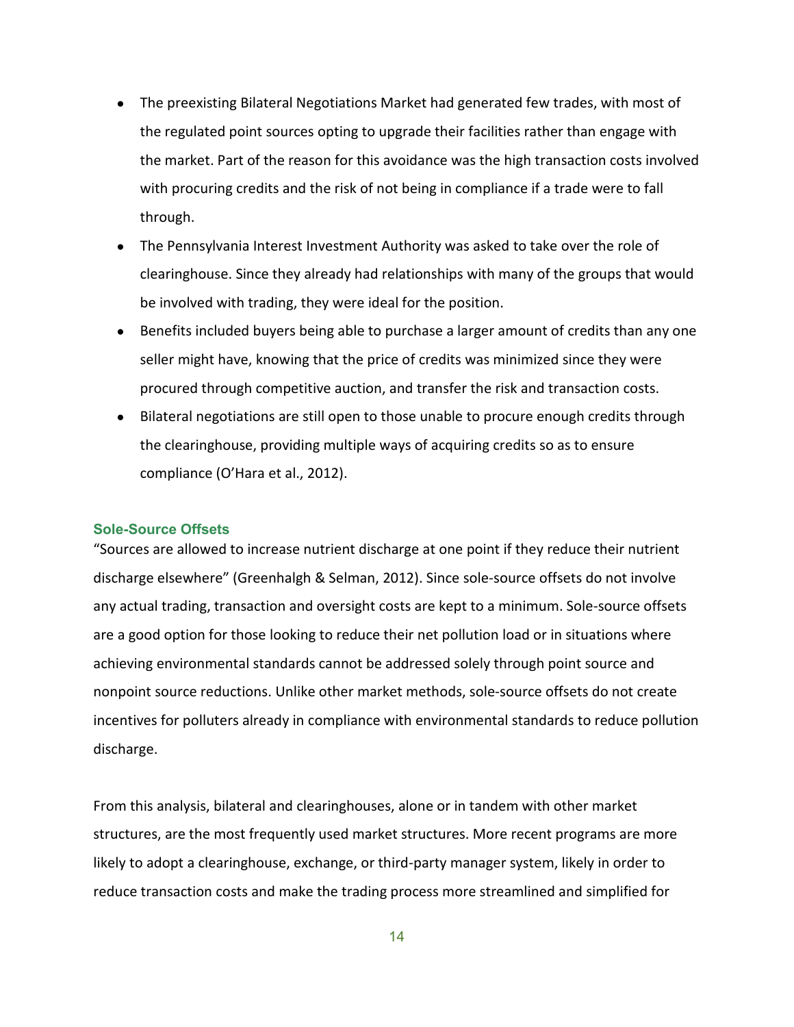- The preexisting Bilateral Negotiations Market had generated few trades, with most of the regulated point sources opting to upgrade their facilities rather than engage with the market. Part of the reason for this avoidance was the high transaction costs involved with procuring credits and the risk of not being in compliance if a trade were to fall through.
- The Pennsylvania Interest Investment Authority was asked to take over the role of clearinghouse. Since they already had relationships with many of the groups that would be involved with trading, they were ideal for the position.
- Benefits included buyers being able to purchase a larger amount of credits than any one seller might have, knowing that the price of credits was minimized since they were procured through competitive auction, and transfer the risk and transaction costs.
- Bilateral negotiations are still open to those unable to procure enough credits through the clearinghouse, providing multiple ways of acquiring credits so as to ensure compliance (O'Hara et al., 2012).

### Sole-Source Offsets

"Sources are allowed to increase nutrient discharge at one point if they reduce their nutrient discharge elsewhere" (Greenhalgh & Selman, 2012). Since sole-source offsets do not involve any actual trading, transaction and oversight costs are kept to a minimum. Sole-source offsets are a good option for those looking to reduce their net pollution load or in situations where achieving environmental standards cannot be addressed solely through point source and nonpoint source reductions. Unlike other market methods, sole-source offsets do not create incentives for polluters already in compliance with environmental standards to reduce pollution discharge.

From this analysis, bilateral and clearinghouses, alone or in tandem with other market structures, are the most frequently used market structures. More recent programs are more likely to adopt a clearinghouse, exchange, or third-party manager system, likely in order to reduce transaction costs and make the trading process more streamlined and simplified for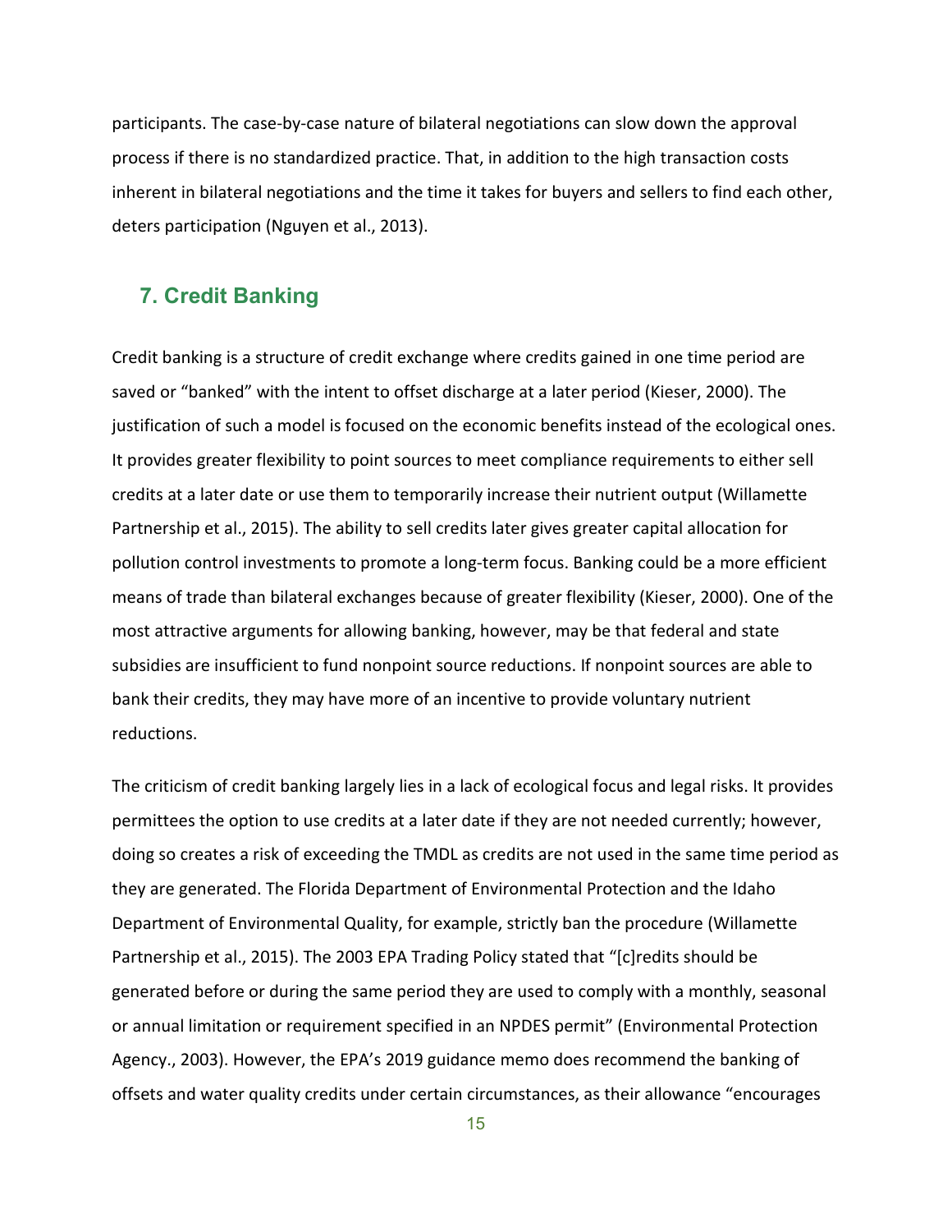participants. The case-by-case nature of bilateral negotiations can slow down the approval process if there is no standardized practice. That, in addition to the high transaction costs inherent in bilateral negotiations and the time it takes for buyers and sellers to find each other, deters participation (Nguyen et al., 2013).

## 7. Credit Banking

Credit banking is a structure of credit exchange where credits gained in one time period are saved or "banked" with the intent to offset discharge at a later period (Kieser, 2000). The justification of such a model is focused on the economic benefits instead of the ecological ones. It provides greater flexibility to point sources to meet compliance requirements to either sell credits at a later date or use them to temporarily increase their nutrient output (Willamette Partnership et al., 2015). The ability to sell credits later gives greater capital allocation for pollution control investments to promote a long-term focus. Banking could be a more efficient means of trade than bilateral exchanges because of greater flexibility (Kieser, 2000). One of the most attractive arguments for allowing banking, however, may be that federal and state subsidies are insufficient to fund nonpoint source reductions. If nonpoint sources are able to bank their credits, they may have more of an incentive to provide voluntary nutrient reductions.

The criticism of credit banking largely lies in a lack of ecological focus and legal risks. It provides permittees the option to use credits at a later date if they are not needed currently; however, doing so creates a risk of exceeding the TMDL as credits are not used in the same time period as they are generated. The Florida Department of Environmental Protection and the Idaho Department of Environmental Quality, for example, strictly ban the procedure (Willamette Partnership et al., 2015). The 2003 EPA Trading Policy stated that "[c]redits should be generated before or during the same period they are used to comply with a monthly, seasonal or annual limitation or requirement specified in an NPDES permit" (Environmental Protection Agency., 2003). However, the EPA's 2019 guidance memo does recommend the banking of offsets and water quality credits under certain circumstances, as their allowance "encourages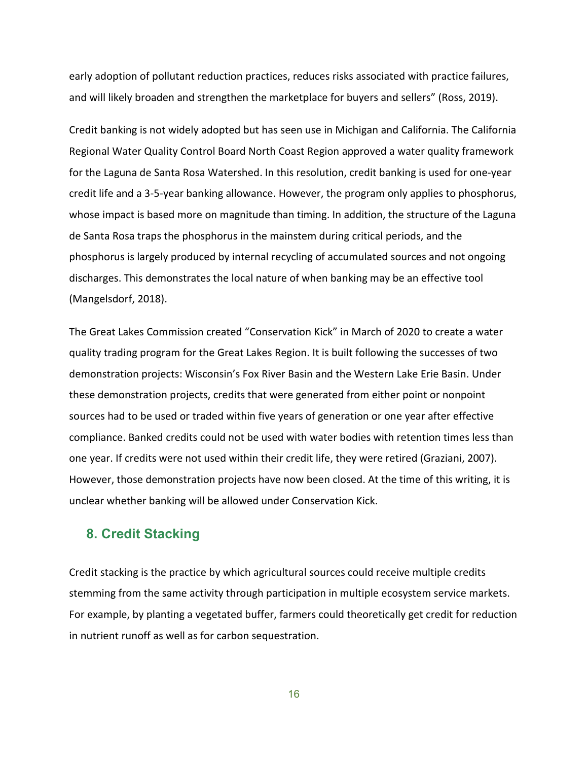early adoption of pollutant reduction practices, reduces risks associated with practice failures, and will likely broaden and strengthen the marketplace for buyers and sellers" (Ross, 2019).

Credit banking is not widely adopted but has seen use in Michigan and California. The California Regional Water Quality Control Board North Coast Region approved a water quality framework for the Laguna de Santa Rosa Watershed. In this resolution, credit banking is used for one-year credit life and a 3-5-year banking allowance. However, the program only applies to phosphorus, whose impact is based more on magnitude than timing. In addition, the structure of the Laguna de Santa Rosa traps the phosphorus in the mainstem during critical periods, and the phosphorus is largely produced by internal recycling of accumulated sources and not ongoing discharges. This demonstrates the local nature of when banking may be an effective tool (Mangelsdorf, 2018).

The Great Lakes Commission created "Conservation Kick" in March of 2020 to create a water quality trading program for the Great Lakes Region. It is built following the successes of two demonstration projects: Wisconsin's Fox River Basin and the Western Lake Erie Basin. Under these demonstration projects, credits that were generated from either point or nonpoint sources had to be used or traded within five years of generation or one year after effective compliance. Banked credits could not be used with water bodies with retention times less than one year. If credits were not used within their credit life, they were retired (Graziani, 2007). However, those demonstration projects have now been closed. At the time of this writing, it is unclear whether banking will be allowed under Conservation Kick.

## 8. Credit Stacking

Credit stacking is the practice by which agricultural sources could receive multiple credits stemming from the same activity through participation in multiple ecosystem service markets. For example, by planting a vegetated buffer, farmers could theoretically get credit for reduction in nutrient runoff as well as for carbon sequestration.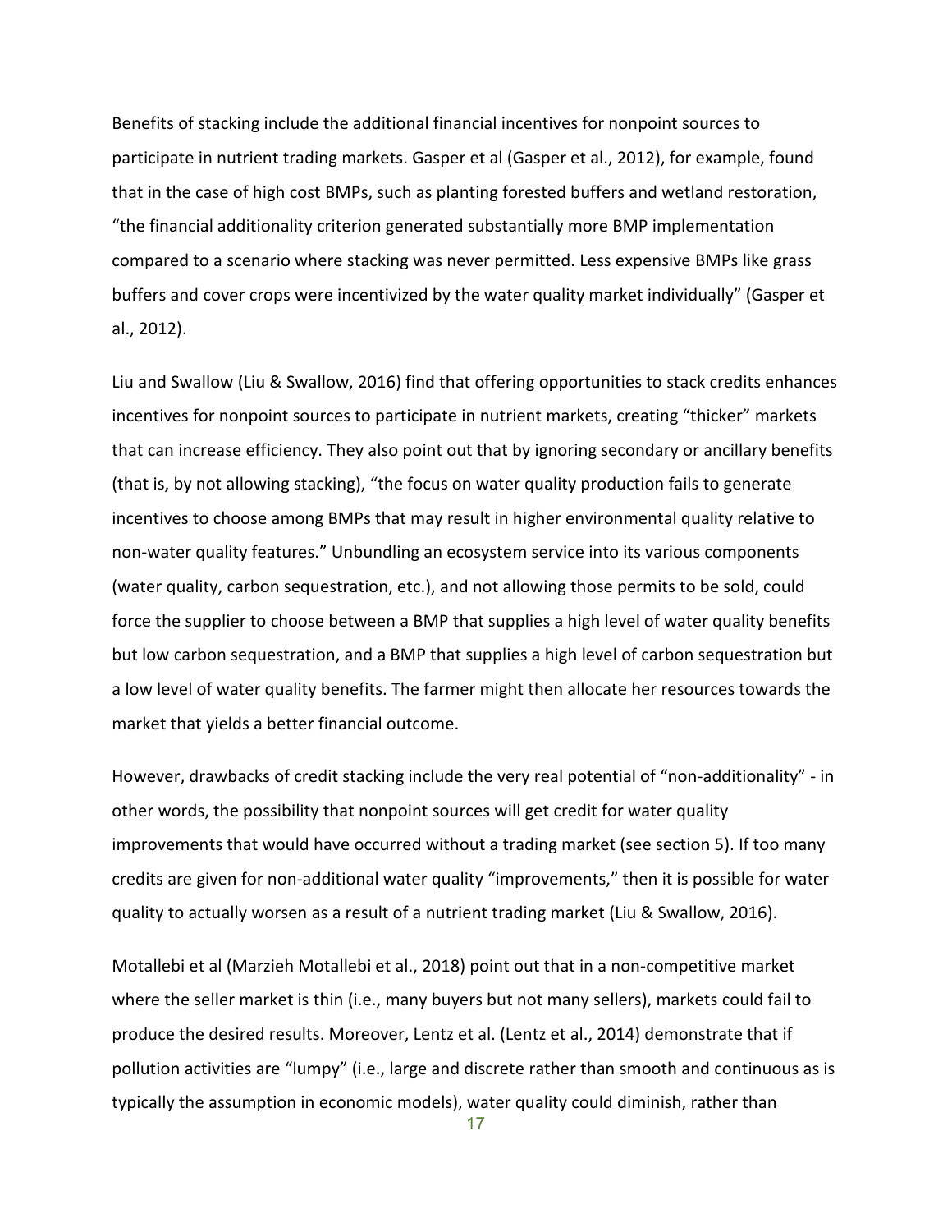Benefits of stacking include the additional financial incentives for nonpoint sources to participate in nutrient trading markets. Gasper et al (Gasper et al., 2012), for example, found that in the case of high cost BMPs, such as planting forested buffers and wetland restoration, "the financial additionality criterion generated substantially more BMP implementation compared to a scenario where stacking was never permitted. Less expensive BMPs like grass buffers and cover crops were incentivized by the water quality market individually" (Gasper et al., 2012).

Liu and Swallow (Liu & Swallow, 2016) find that offering opportunities to stack credits enhances incentives for nonpoint sources to participate in nutrient markets, creating "thicker" markets that can increase efficiency. They also point out that by ignoring secondary or ancillary benefits (that is, by not allowing stacking), "the focus on water quality production fails to generate incentives to choose among BMPs that may result in higher environmental quality relative to non-water quality features." Unbundling an ecosystem service into its various components (water quality, carbon sequestration, etc.), and not allowing those permits to be sold, could force the supplier to choose between a BMP that supplies a high level of water quality benefits but low carbon sequestration, and a BMP that supplies a high level of carbon sequestration but a low level of water quality benefits. The farmer might then allocate her resources towards the market that yields a better financial outcome.

However, drawbacks of credit stacking include the very real potential of "non-additionality" - in other words, the possibility that nonpoint sources will get credit for water quality improvements that would have occurred without a trading market (see section 5). If too many credits are given for non-additional water quality "improvements," then it is possible for water quality to actually worsen as a result of a nutrient trading market (Liu & Swallow, 2016).

Motallebi et al (Marzieh Motallebi et al., 2018) point out that in a non-competitive market where the seller market is thin (i.e., many buyers but not many sellers), markets could fail to produce the desired results. Moreover, Lentz et al. (Lentz et al., 2014) demonstrate that if pollution activities are "lumpy" (i.e., large and discrete rather than smooth and continuous as is typically the assumption in economic models), water quality could diminish, rather than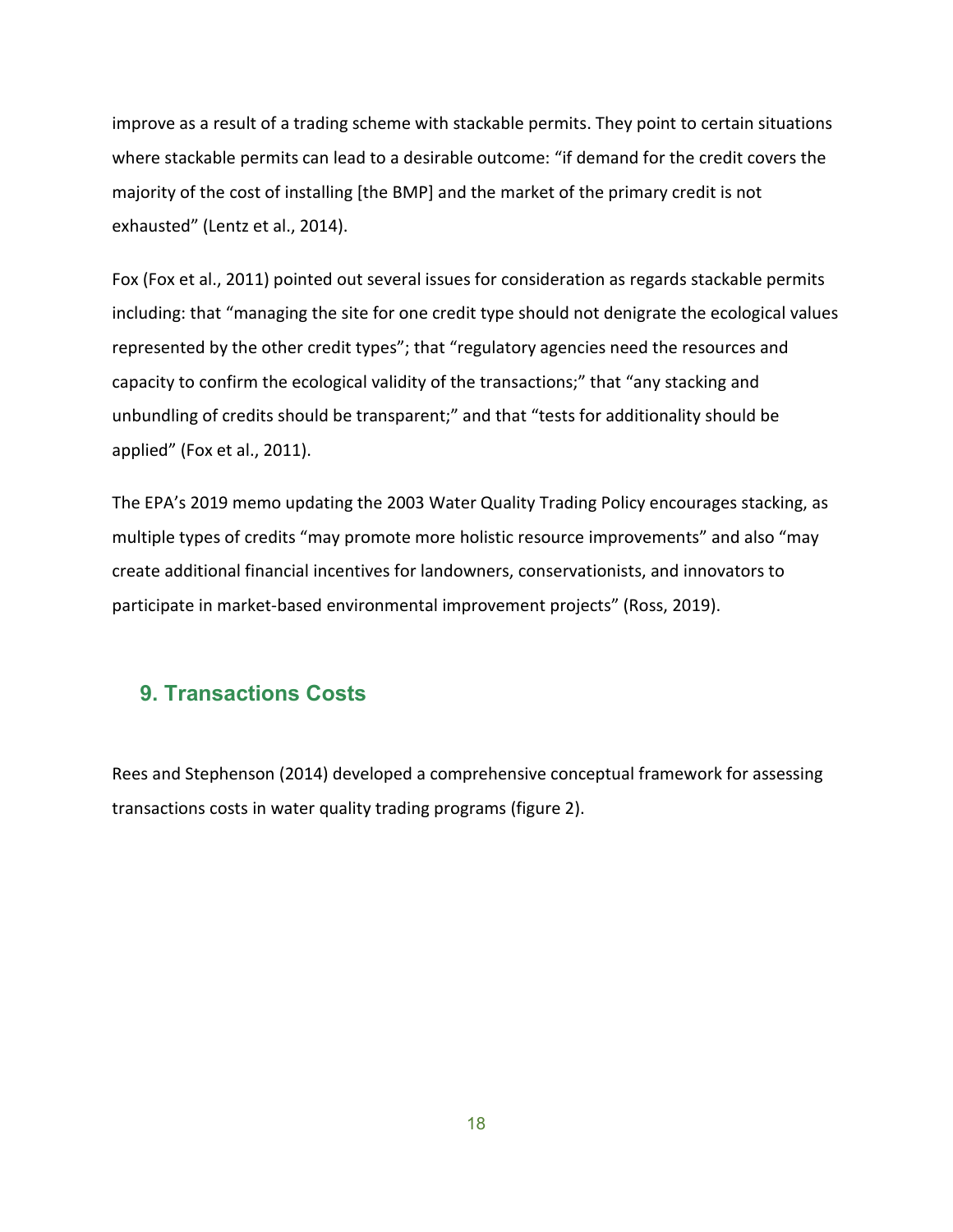improve as a result of a trading scheme with stackable permits. They point to certain situations where stackable permits can lead to a desirable outcome: "if demand for the credit covers the majority of the cost of installing [the BMP] and the market of the primary credit is not exhausted" (Lentz et al., 2014).

Fox (Fox et al., 2011) pointed out several issues for consideration as regards stackable permits including: that "managing the site for one credit type should not denigrate the ecological values represented by the other credit types"; that "regulatory agencies need the resources and capacity to confirm the ecological validity of the transactions;" that "any stacking and unbundling of credits should be transparent;" and that "tests for additionality should be applied" (Fox et al., 2011).

The EPA's 2019 memo updating the 2003 Water Quality Trading Policy encourages stacking, as multiple types of credits "may promote more holistic resource improvements" and also "may create additional financial incentives for landowners, conservationists, and innovators to participate in market-based environmental improvement projects" (Ross, 2019).

## 9. Transactions Costs

Rees and Stephenson (2014) developed a comprehensive conceptual framework for assessing transactions costs in water quality trading programs (figure 2).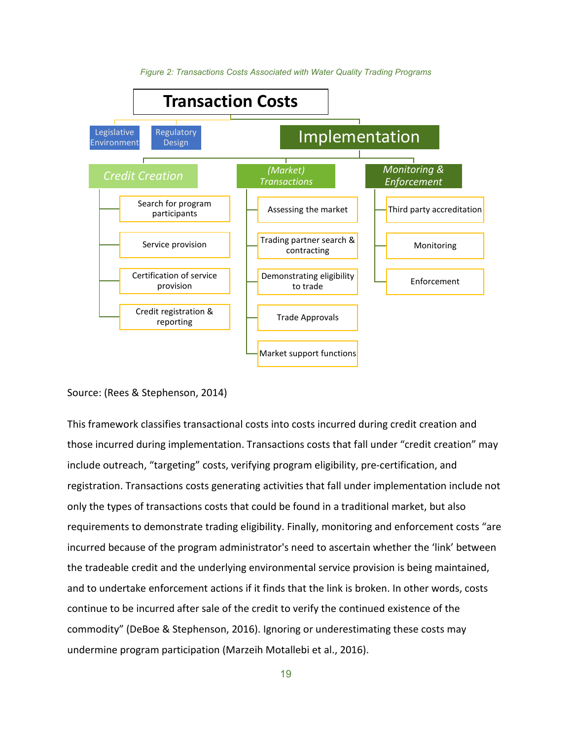*Figure 2: Transactions Costs Associated with Water Quality Trading Programs*

- **Transaction Costs**
  - Legislative Environment
  - Regulatory Design
  - **Implementation**
    - *Credit Creation*
      - Search for program participants
      - Service provision
      - Certification of service provision
      - Credit registration & reporting
    - *(Market) Transactions*
      - Assessing the market
      - Trading partner search & contracting
      - Demonstrating eligibility to trade
      - Trade Approvals
      - Market support functions
    - *Monitoring & Enforcement*
      - Third party accreditation
      - Monitoring
      - Enforcement

Source: (Rees & Stephenson, 2014)

This framework classifies transactional costs into costs incurred during credit creation and those incurred during implementation. Transactions costs that fall under "credit creation" may include outreach, "targeting" costs, verifying program eligibility, pre-certification, and registration. Transactions costs generating activities that fall under implementation include not only the types of transactions costs that could be found in a traditional market, but also requirements to demonstrate trading eligibility. Finally, monitoring and enforcement costs "are incurred because of the program administrator's need to ascertain whether the 'link' between the tradeable credit and the underlying environmental service provision is being maintained, and to undertake enforcement actions if it finds that the link is broken. In other words, costs continue to be incurred after sale of the credit to verify the continued existence of the commodity" (DeBoe & Stephenson, 2016). Ignoring or underestimating these costs may undermine program participation (Marzeih Motallebi et al., 2016).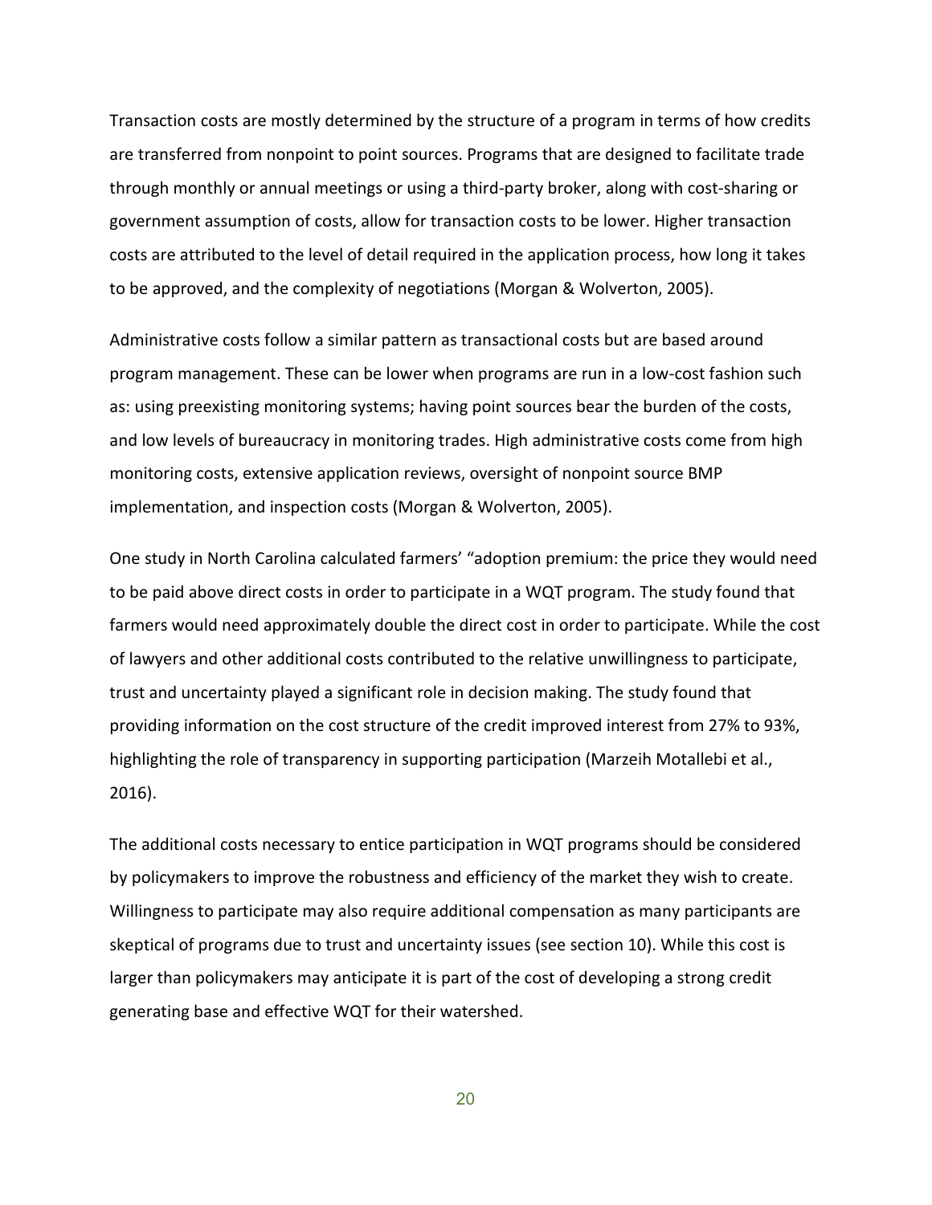Transaction costs are mostly determined by the structure of a program in terms of how credits are transferred from nonpoint to point sources. Programs that are designed to facilitate trade through monthly or annual meetings or using a third-party broker, along with cost-sharing or government assumption of costs, allow for transaction costs to be lower. Higher transaction costs are attributed to the level of detail required in the application process, how long it takes to be approved, and the complexity of negotiations (Morgan & Wolverton, 2005).

Administrative costs follow a similar pattern as transactional costs but are based around program management. These can be lower when programs are run in a low-cost fashion such as: using preexisting monitoring systems; having point sources bear the burden of the costs, and low levels of bureaucracy in monitoring trades. High administrative costs come from high monitoring costs, extensive application reviews, oversight of nonpoint source BMP implementation, and inspection costs (Morgan & Wolverton, 2005).

One study in North Carolina calculated farmers' "adoption premium: the price they would need to be paid above direct costs in order to participate in a WQT program. The study found that farmers would need approximately double the direct cost in order to participate. While the cost of lawyers and other additional costs contributed to the relative unwillingness to participate, trust and uncertainty played a significant role in decision making. The study found that providing information on the cost structure of the credit improved interest from 27% to 93%, highlighting the role of transparency in supporting participation (Marzeih Motallebi et al., 2016).

The additional costs necessary to entice participation in WQT programs should be considered by policymakers to improve the robustness and efficiency of the market they wish to create. Willingness to participate may also require additional compensation as many participants are skeptical of programs due to trust and uncertainty issues (see section 10). While this cost is larger than policymakers may anticipate it is part of the cost of developing a strong credit generating base and effective WQT for their watershed.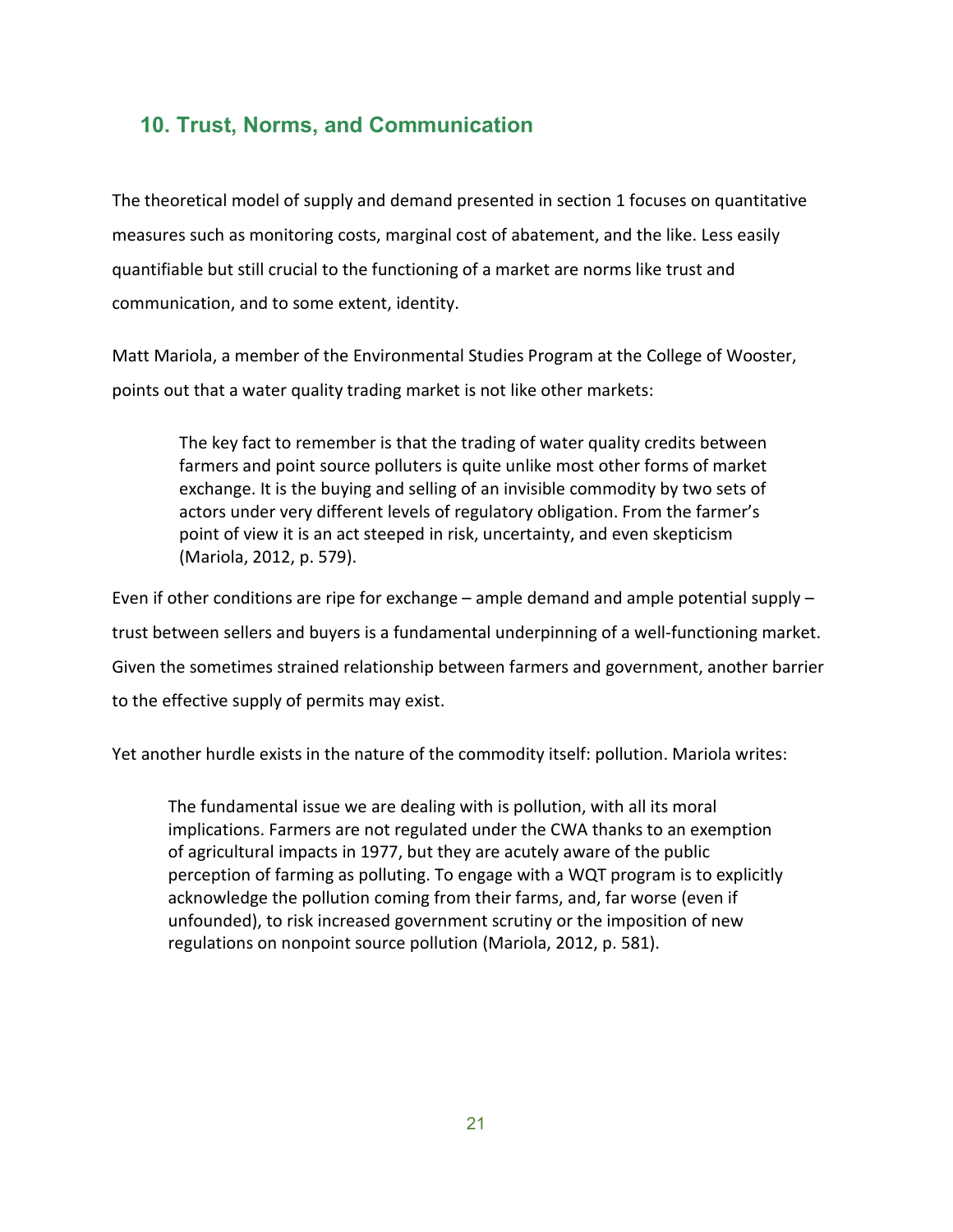## 10. Trust, Norms, and Communication

The theoretical model of supply and demand presented in section 1 focuses on quantitative measures such as monitoring costs, marginal cost of abatement, and the like. Less easily quantifiable but still crucial to the functioning of a market are norms like trust and communication, and to some extent, identity.

Matt Mariola, a member of the Environmental Studies Program at the College of Wooster, points out that a water quality trading market is not like other markets:

> The key fact to remember is that the trading of water quality credits between farmers and point source polluters is quite unlike most other forms of market exchange. It is the buying and selling of an invisible commodity by two sets of actors under very different levels of regulatory obligation. From the farmer's point of view it is an act steeped in risk, uncertainty, and even skepticism (Mariola, 2012, p. 579).

Even if other conditions are ripe for exchange – ample demand and ample potential supply – trust between sellers and buyers is a fundamental underpinning of a well-functioning market. Given the sometimes strained relationship between farmers and government, another barrier to the effective supply of permits may exist.

Yet another hurdle exists in the nature of the commodity itself: pollution. Mariola writes:

> The fundamental issue we are dealing with is pollution, with all its moral implications. Farmers are not regulated under the CWA thanks to an exemption of agricultural impacts in 1977, but they are acutely aware of the public perception of farming as polluting. To engage with a WQT program is to explicitly acknowledge the pollution coming from their farms, and, far worse (even if unfounded), to risk increased government scrutiny or the imposition of new regulations on nonpoint source pollution (Mariola, 2012, p. 581).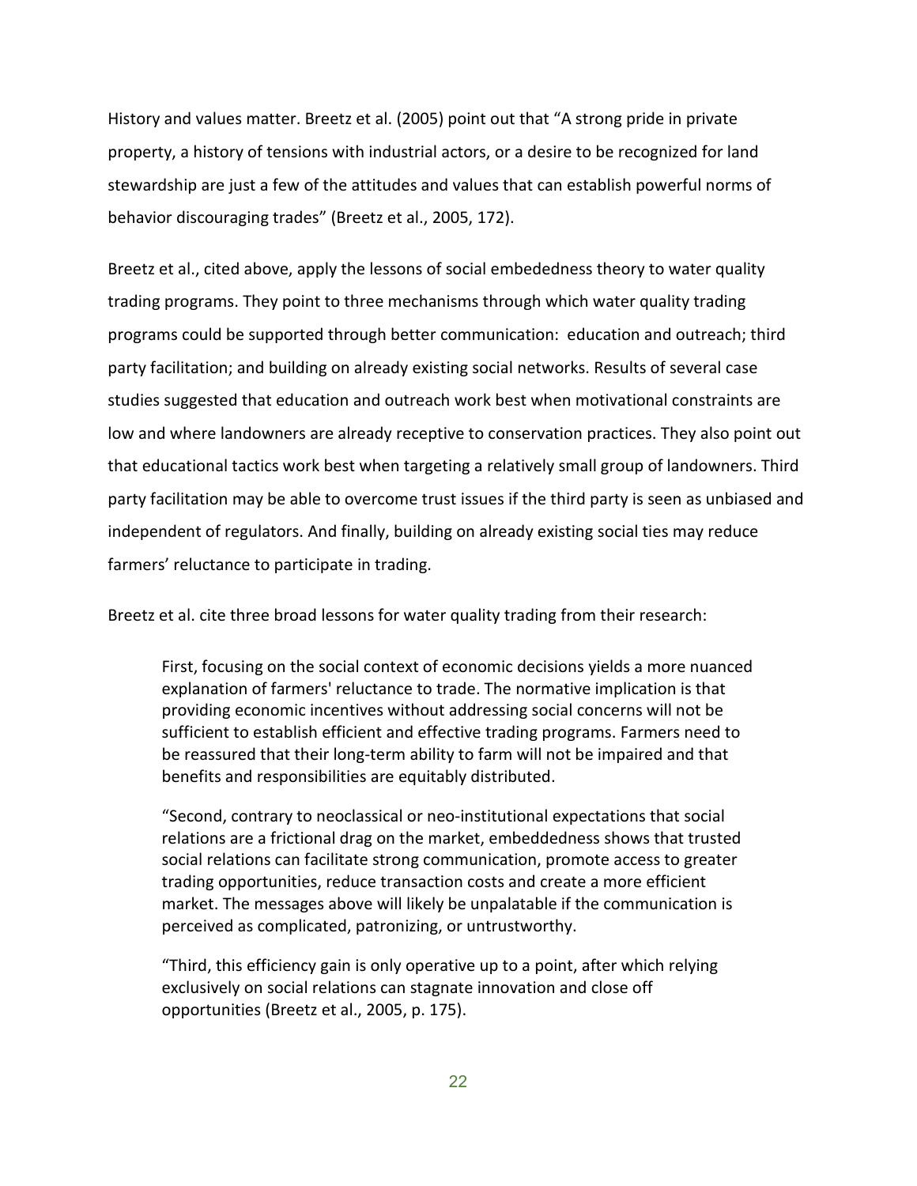History and values matter. Breetz et al. (2005) point out that "A strong pride in private property, a history of tensions with industrial actors, or a desire to be recognized for land stewardship are just a few of the attitudes and values that can establish powerful norms of behavior discouraging trades" (Breetz et al., 2005, 172).

Breetz et al., cited above, apply the lessons of social embededness theory to water quality trading programs. They point to three mechanisms through which water quality trading programs could be supported through better communication: education and outreach; third party facilitation; and building on already existing social networks. Results of several case studies suggested that education and outreach work best when motivational constraints are low and where landowners are already receptive to conservation practices. They also point out that educational tactics work best when targeting a relatively small group of landowners. Third party facilitation may be able to overcome trust issues if the third party is seen as unbiased and independent of regulators. And finally, building on already existing social ties may reduce farmers' reluctance to participate in trading.

Breetz et al. cite three broad lessons for water quality trading from their research:

> First, focusing on the social context of economic decisions yields a more nuanced explanation of farmers' reluctance to trade. The normative implication is that providing economic incentives without addressing social concerns will not be sufficient to establish efficient and effective trading programs. Farmers need to be reassured that their long-term ability to farm will not be impaired and that benefits and responsibilities are equitably distributed.
>
> "Second, contrary to neoclassical or neo-institutional expectations that social relations are a frictional drag on the market, embeddedness shows that trusted social relations can facilitate strong communication, promote access to greater trading opportunities, reduce transaction costs and create a more efficient market. The messages above will likely be unpalatable if the communication is perceived as complicated, patronizing, or untrustworthy.
>
> "Third, this efficiency gain is only operative up to a point, after which relying exclusively on social relations can stagnate innovation and close off opportunities (Breetz et al., 2005, p. 175).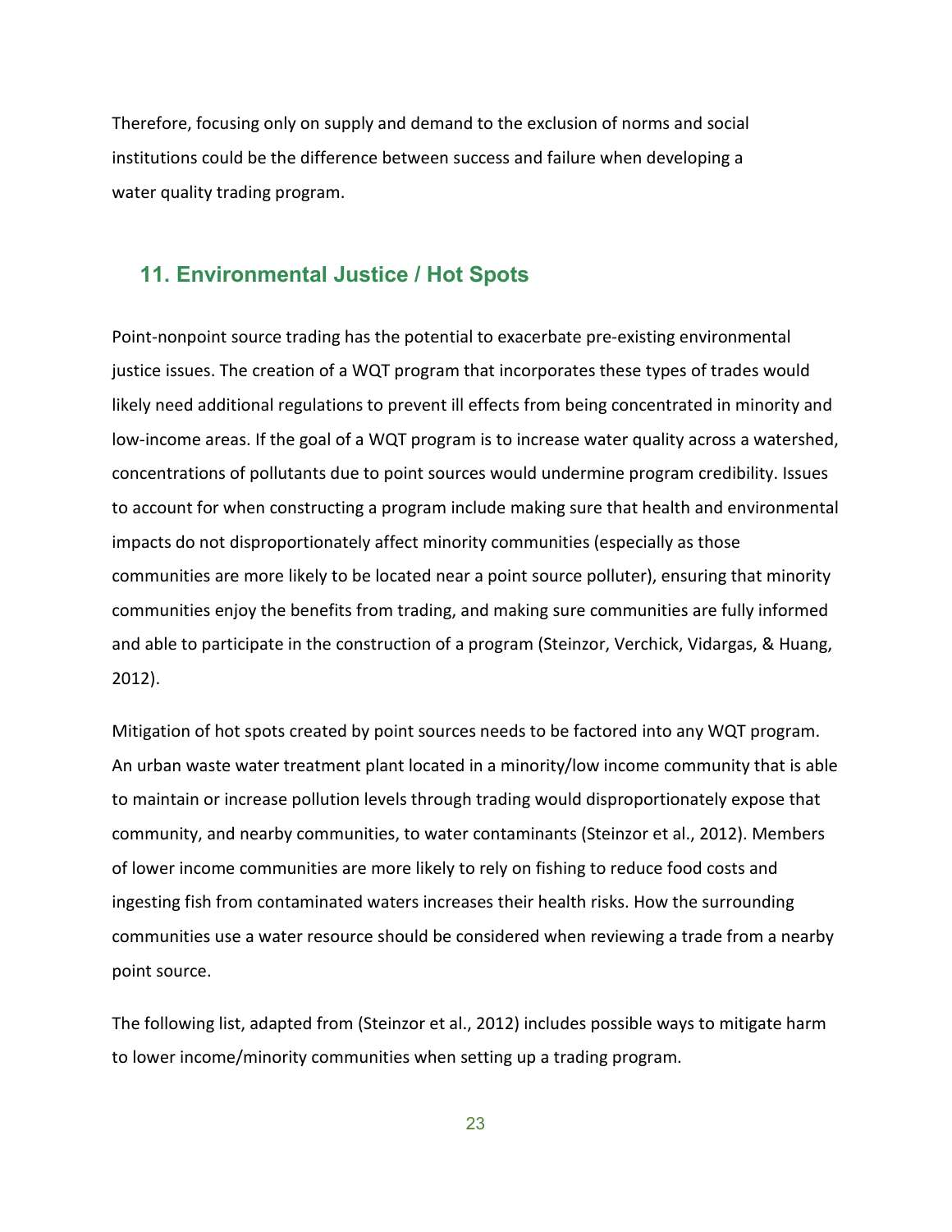Therefore, focusing only on supply and demand to the exclusion of norms and social institutions could be the difference between success and failure when developing a water quality trading program.

## 11. Environmental Justice / Hot Spots

Point-nonpoint source trading has the potential to exacerbate pre-existing environmental justice issues. The creation of a WQT program that incorporates these types of trades would likely need additional regulations to prevent ill effects from being concentrated in minority and low-income areas. If the goal of a WQT program is to increase water quality across a watershed, concentrations of pollutants due to point sources would undermine program credibility. Issues to account for when constructing a program include making sure that health and environmental impacts do not disproportionately affect minority communities (especially as those communities are more likely to be located near a point source polluter), ensuring that minority communities enjoy the benefits from trading, and making sure communities are fully informed and able to participate in the construction of a program (Steinzor, Verchick, Vidargas, & Huang, 2012).

Mitigation of hot spots created by point sources needs to be factored into any WQT program. An urban waste water treatment plant located in a minority/low income community that is able to maintain or increase pollution levels through trading would disproportionately expose that community, and nearby communities, to water contaminants (Steinzor et al., 2012). Members of lower income communities are more likely to rely on fishing to reduce food costs and ingesting fish from contaminated waters increases their health risks. How the surrounding communities use a water resource should be considered when reviewing a trade from a nearby point source.

The following list, adapted from (Steinzor et al., 2012) includes possible ways to mitigate harm to lower income/minority communities when setting up a trading program.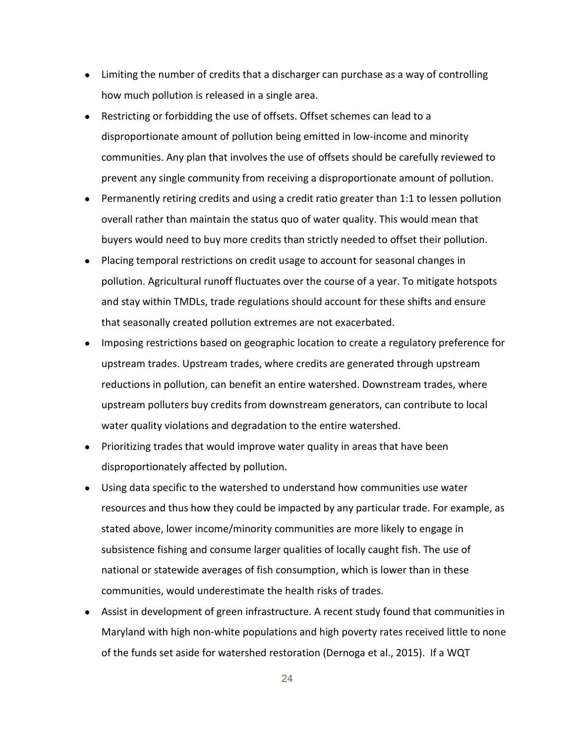- Limiting the number of credits that a discharger can purchase as a way of controlling how much pollution is released in a single area.
- Restricting or forbidding the use of offsets. Offset schemes can lead to a disproportionate amount of pollution being emitted in low-income and minority communities. Any plan that involves the use of offsets should be carefully reviewed to prevent any single community from receiving a disproportionate amount of pollution.
- Permanently retiring credits and using a credit ratio greater than 1:1 to lessen pollution overall rather than maintain the status quo of water quality. This would mean that buyers would need to buy more credits than strictly needed to offset their pollution.
- Placing temporal restrictions on credit usage to account for seasonal changes in pollution. Agricultural runoff fluctuates over the course of a year. To mitigate hotspots and stay within TMDLs, trade regulations should account for these shifts and ensure that seasonally created pollution extremes are not exacerbated.
- Imposing restrictions based on geographic location to create a regulatory preference for upstream trades. Upstream trades, where credits are generated through upstream reductions in pollution, can benefit an entire watershed. Downstream trades, where upstream polluters buy credits from downstream generators, can contribute to local water quality violations and degradation to the entire watershed.
- Prioritizing trades that would improve water quality in areas that have been disproportionately affected by pollution.
- Using data specific to the watershed to understand how communities use water resources and thus how they could be impacted by any particular trade. For example, as stated above, lower income/minority communities are more likely to engage in subsistence fishing and consume larger qualities of locally caught fish. The use of national or statewide averages of fish consumption, which is lower than in these communities, would underestimate the health risks of trades.
- Assist in development of green infrastructure. A recent study found that communities in Maryland with high non-white populations and high poverty rates received little to none of the funds set aside for watershed restoration (Dernoga et al., 2015). If a WQT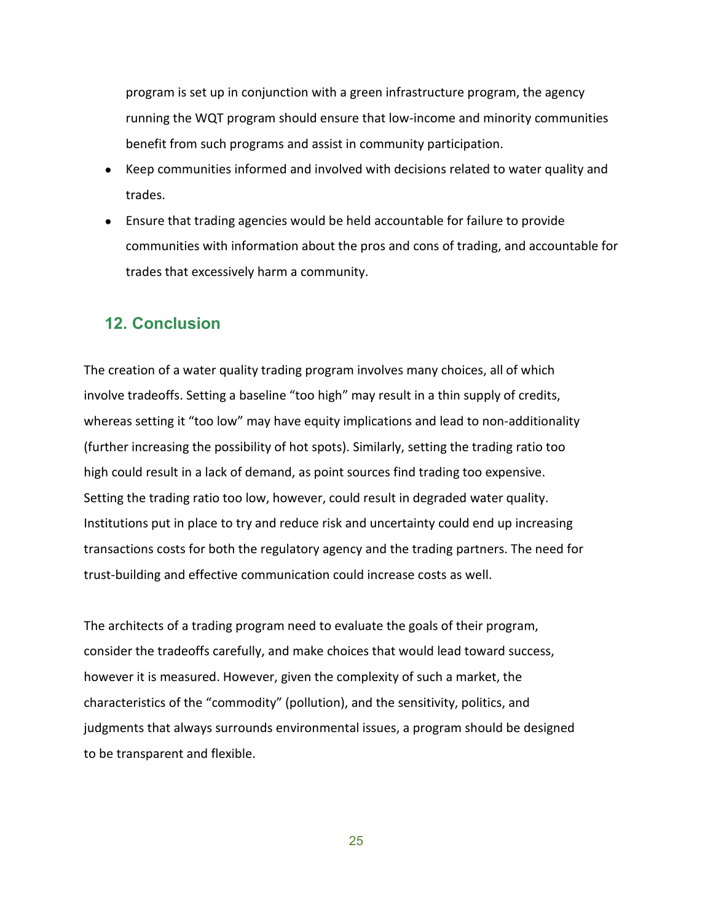program is set up in conjunction with a green infrastructure program, the agency running the WQT program should ensure that low-income and minority communities benefit from such programs and assist in community participation.

- Keep communities informed and involved with decisions related to water quality and trades.
- Ensure that trading agencies would be held accountable for failure to provide communities with information about the pros and cons of trading, and accountable for trades that excessively harm a community.

## 12. Conclusion

The creation of a water quality trading program involves many choices, all of which involve tradeoffs. Setting a baseline "too high" may result in a thin supply of credits, whereas setting it "too low" may have equity implications and lead to non-additionality (further increasing the possibility of hot spots). Similarly, setting the trading ratio too high could result in a lack of demand, as point sources find trading too expensive. Setting the trading ratio too low, however, could result in degraded water quality. Institutions put in place to try and reduce risk and uncertainty could end up increasing transactions costs for both the regulatory agency and the trading partners. The need for trust-building and effective communication could increase costs as well.

The architects of a trading program need to evaluate the goals of their program, consider the tradeoffs carefully, and make choices that would lead toward success, however it is measured. However, given the complexity of such a market, the characteristics of the "commodity" (pollution), and the sensitivity, politics, and judgments that always surrounds environmental issues, a program should be designed to be transparent and flexible.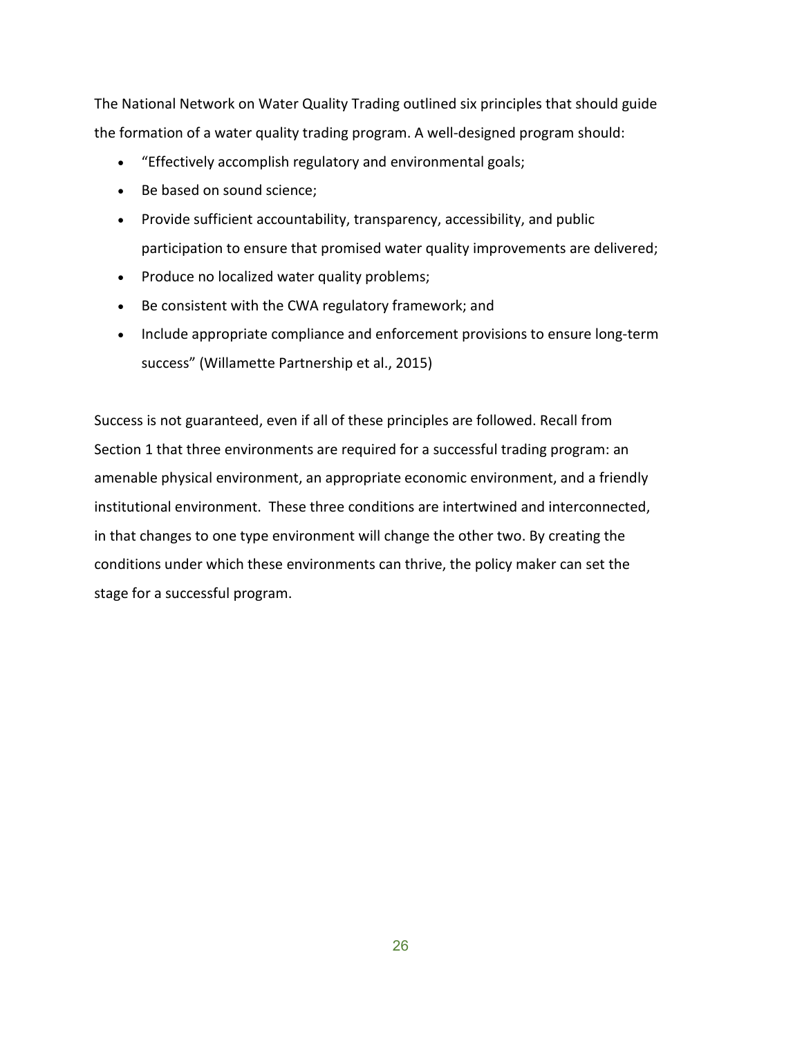The National Network on Water Quality Trading outlined six principles that should guide the formation of a water quality trading program. A well-designed program should:

- "Effectively accomplish regulatory and environmental goals;
- Be based on sound science;
- Provide sufficient accountability, transparency, accessibility, and public participation to ensure that promised water quality improvements are delivered;
- Produce no localized water quality problems;
- Be consistent with the CWA regulatory framework; and
- Include appropriate compliance and enforcement provisions to ensure long-term success" (Willamette Partnership et al., 2015)

Success is not guaranteed, even if all of these principles are followed. Recall from Section 1 that three environments are required for a successful trading program: an amenable physical environment, an appropriate economic environment, and a friendly institutional environment. These three conditions are intertwined and interconnected, in that changes to one type environment will change the other two. By creating the conditions under which these environments can thrive, the policy maker can set the stage for a successful program.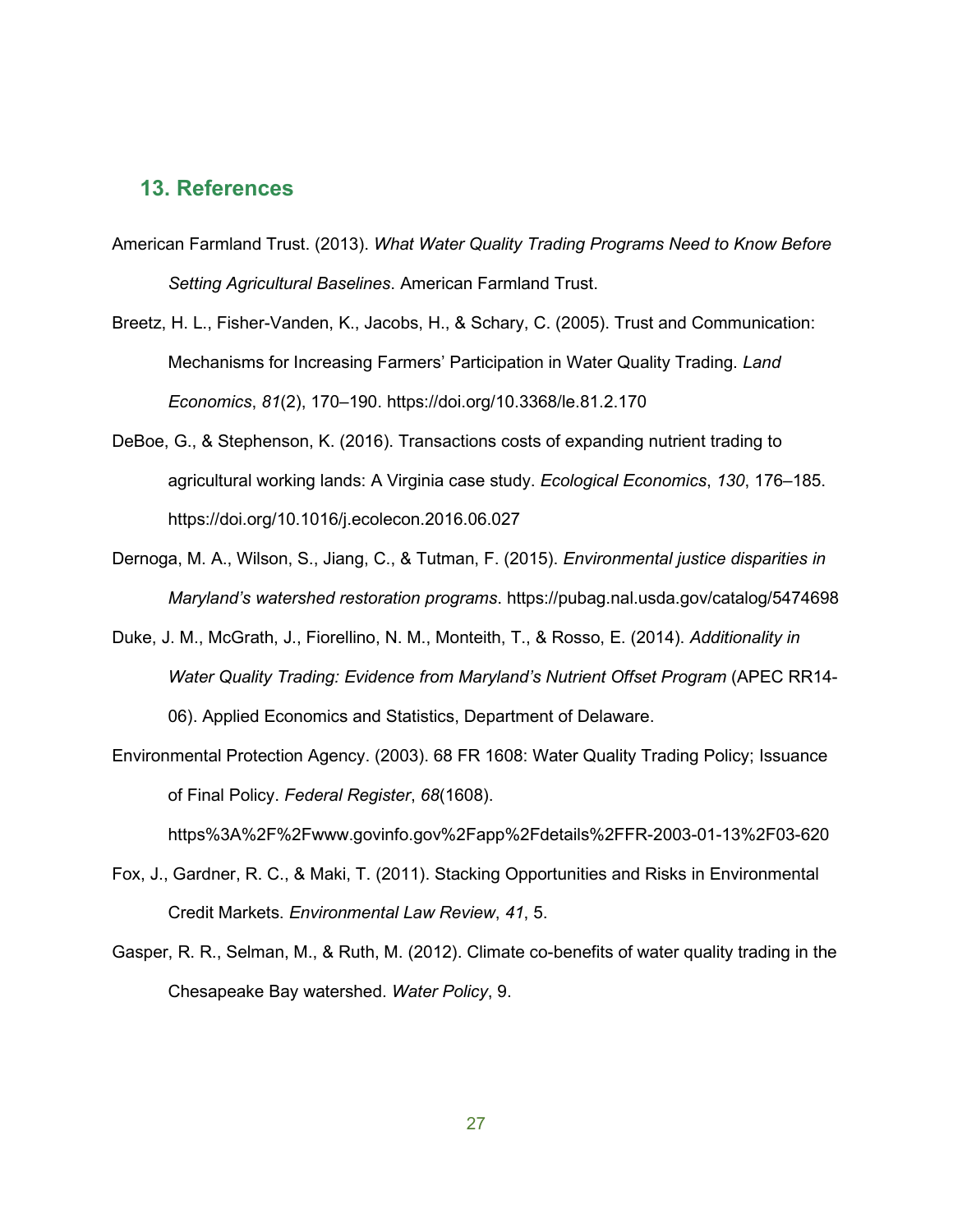## 13. References

American Farmland Trust. (2013). *What Water Quality Trading Programs Need to Know Before Setting Agricultural Baselines*. American Farmland Trust.

Breetz, H. L., Fisher-Vanden, K., Jacobs, H., & Schary, C. (2005). Trust and Communication: Mechanisms for Increasing Farmers' Participation in Water Quality Trading. *Land Economics*, *81*(2), 170–190. https://doi.org/10.3368/le.81.2.170

DeBoe, G., & Stephenson, K. (2016). Transactions costs of expanding nutrient trading to agricultural working lands: A Virginia case study. *Ecological Economics*, *130*, 176–185. https://doi.org/10.1016/j.ecolecon.2016.06.027

Dernoga, M. A., Wilson, S., Jiang, C., & Tutman, F. (2015). *Environmental justice disparities in Maryland's watershed restoration programs*. https://pubag.nal.usda.gov/catalog/5474698

Duke, J. M., McGrath, J., Fiorellino, N. M., Monteith, T., & Rosso, E. (2014). *Additionality in Water Quality Trading: Evidence from Maryland's Nutrient Offset Program* (APEC RR14-06). Applied Economics and Statistics, Department of Delaware.

Environmental Protection Agency. (2003). 68 FR 1608: Water Quality Trading Policy; Issuance of Final Policy. *Federal Register*, *68*(1608). https%3A%2F%2Fwww.govinfo.gov%2Fapp%2Fdetails%2FFR-2003-01-13%2F03-620

Fox, J., Gardner, R. C., & Maki, T. (2011). Stacking Opportunities and Risks in Environmental Credit Markets. *Environmental Law Review*, *41*, 5.

Gasper, R. R., Selman, M., & Ruth, M. (2012). Climate co-benefits of water quality trading in the Chesapeake Bay watershed. *Water Policy*, 9.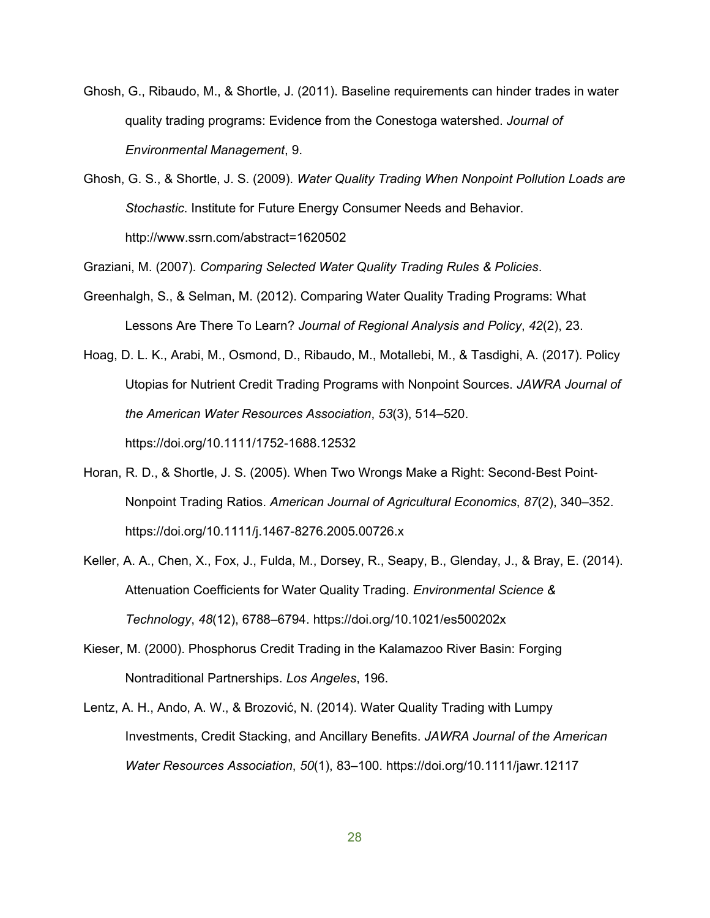Ghosh, G., Ribaudo, M., & Shortle, J. (2011). Baseline requirements can hinder trades in water quality trading programs: Evidence from the Conestoga watershed. *Journal of Environmental Management*, 9.

Ghosh, G. S., & Shortle, J. S. (2009). *Water Quality Trading When Nonpoint Pollution Loads are Stochastic*. Institute for Future Energy Consumer Needs and Behavior. http://www.ssrn.com/abstract=1620502

Graziani, M. (2007). *Comparing Selected Water Quality Trading Rules & Policies*.

Greenhalgh, S., & Selman, M. (2012). Comparing Water Quality Trading Programs: What Lessons Are There To Learn? *Journal of Regional Analysis and Policy*, *42*(2), 23.

Hoag, D. L. K., Arabi, M., Osmond, D., Ribaudo, M., Motallebi, M., & Tasdighi, A. (2017). Policy Utopias for Nutrient Credit Trading Programs with Nonpoint Sources. *JAWRA Journal of the American Water Resources Association*, *53*(3), 514–520. https://doi.org/10.1111/1752-1688.12532

Horan, R. D., & Shortle, J. S. (2005). When Two Wrongs Make a Right: Second-Best Point-Nonpoint Trading Ratios. *American Journal of Agricultural Economics*, *87*(2), 340–352. https://doi.org/10.1111/j.1467-8276.2005.00726.x

Keller, A. A., Chen, X., Fox, J., Fulda, M., Dorsey, R., Seapy, B., Glenday, J., & Bray, E. (2014). Attenuation Coefficients for Water Quality Trading. *Environmental Science & Technology*, *48*(12), 6788–6794. https://doi.org/10.1021/es500202x

Kieser, M. (2000). Phosphorus Credit Trading in the Kalamazoo River Basin: Forging Nontraditional Partnerships. *Los Angeles*, 196.

Lentz, A. H., Ando, A. W., & Brozović, N. (2014). Water Quality Trading with Lumpy Investments, Credit Stacking, and Ancillary Benefits. *JAWRA Journal of the American Water Resources Association*, *50*(1), 83–100. https://doi.org/10.1111/jawr.12117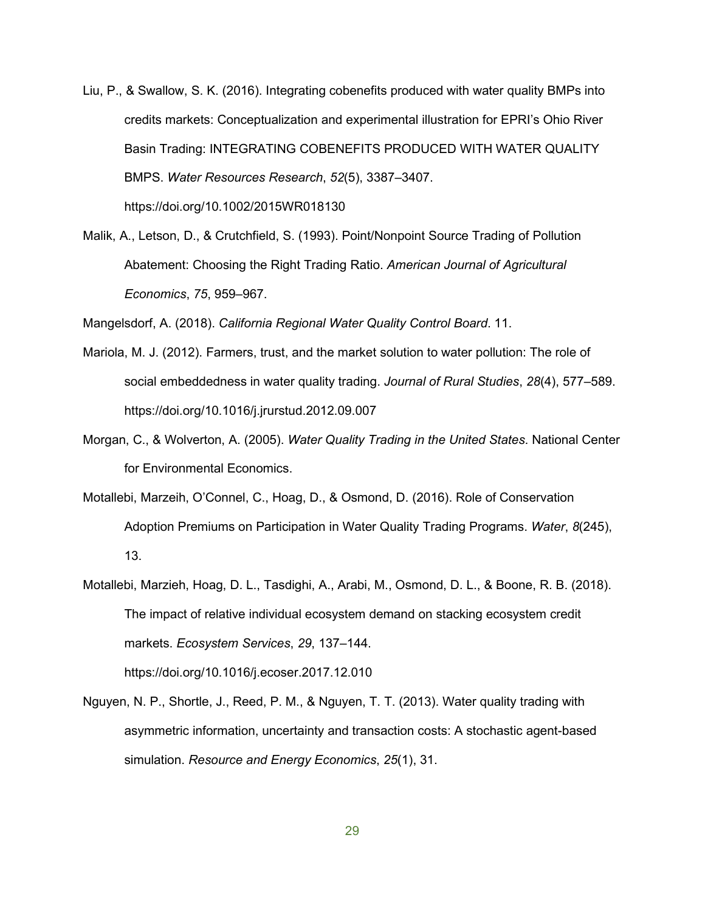Liu, P., & Swallow, S. K. (2016). Integrating cobenefits produced with water quality BMPs into credits markets: Conceptualization and experimental illustration for EPRI's Ohio River Basin Trading: INTEGRATING COBENEFITS PRODUCED WITH WATER QUALITY BMPS. *Water Resources Research*, *52*(5), 3387–3407. https://doi.org/10.1002/2015WR018130

Malik, A., Letson, D., & Crutchfield, S. (1993). Point/Nonpoint Source Trading of Pollution Abatement: Choosing the Right Trading Ratio. *American Journal of Agricultural Economics*, *75*, 959–967.

Mangelsdorf, A. (2018). *California Regional Water Quality Control Board*. 11.

Mariola, M. J. (2012). Farmers, trust, and the market solution to water pollution: The role of social embeddedness in water quality trading. *Journal of Rural Studies*, *28*(4), 577–589. https://doi.org/10.1016/j.jrurstud.2012.09.007

Morgan, C., & Wolverton, A. (2005). *Water Quality Trading in the United States*. National Center for Environmental Economics.

Motallebi, Marzeih, O'Connel, C., Hoag, D., & Osmond, D. (2016). Role of Conservation Adoption Premiums on Participation in Water Quality Trading Programs. *Water*, *8*(245), 13.

Motallebi, Marzieh, Hoag, D. L., Tasdighi, A., Arabi, M., Osmond, D. L., & Boone, R. B. (2018). The impact of relative individual ecosystem demand on stacking ecosystem credit markets. *Ecosystem Services*, *29*, 137–144. https://doi.org/10.1016/j.ecoser.2017.12.010

Nguyen, N. P., Shortle, J., Reed, P. M., & Nguyen, T. T. (2013). Water quality trading with asymmetric information, uncertainty and transaction costs: A stochastic agent-based simulation. *Resource and Energy Economics*, *25*(1), 31.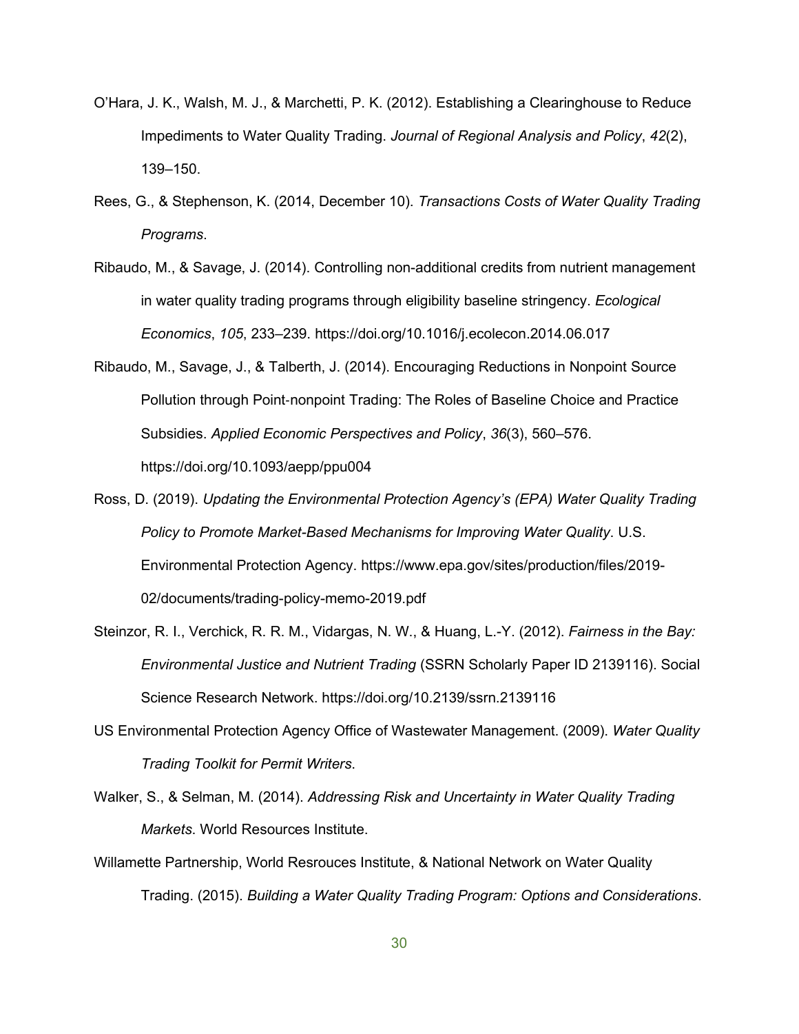O'Hara, J. K., Walsh, M. J., & Marchetti, P. K. (2012). Establishing a Clearinghouse to Reduce Impediments to Water Quality Trading. *Journal of Regional Analysis and Policy*, *42*(2), 139–150.

Rees, G., & Stephenson, K. (2014, December 10). *Transactions Costs of Water Quality Trading Programs*.

Ribaudo, M., & Savage, J. (2014). Controlling non-additional credits from nutrient management in water quality trading programs through eligibility baseline stringency. *Ecological Economics*, *105*, 233–239. https://doi.org/10.1016/j.ecolecon.2014.06.017

Ribaudo, M., Savage, J., & Talberth, J. (2014). Encouraging Reductions in Nonpoint Source Pollution through Point-nonpoint Trading: The Roles of Baseline Choice and Practice Subsidies. *Applied Economic Perspectives and Policy*, *36*(3), 560–576. https://doi.org/10.1093/aepp/ppu004

Ross, D. (2019). *Updating the Environmental Protection Agency's (EPA) Water Quality Trading Policy to Promote Market-Based Mechanisms for Improving Water Quality*. U.S. Environmental Protection Agency. https://www.epa.gov/sites/production/files/2019-02/documents/trading-policy-memo-2019.pdf

Steinzor, R. I., Verchick, R. R. M., Vidargas, N. W., & Huang, L.-Y. (2012). *Fairness in the Bay: Environmental Justice and Nutrient Trading* (SSRN Scholarly Paper ID 2139116). Social Science Research Network. https://doi.org/10.2139/ssrn.2139116

US Environmental Protection Agency Office of Wastewater Management. (2009). *Water Quality Trading Toolkit for Permit Writers*.

Walker, S., & Selman, M. (2014). *Addressing Risk and Uncertainty in Water Quality Trading Markets*. World Resources Institute.

Willamette Partnership, World Resrouces Institute, & National Network on Water Quality Trading. (2015). *Building a Water Quality Trading Program: Options and Considerations*.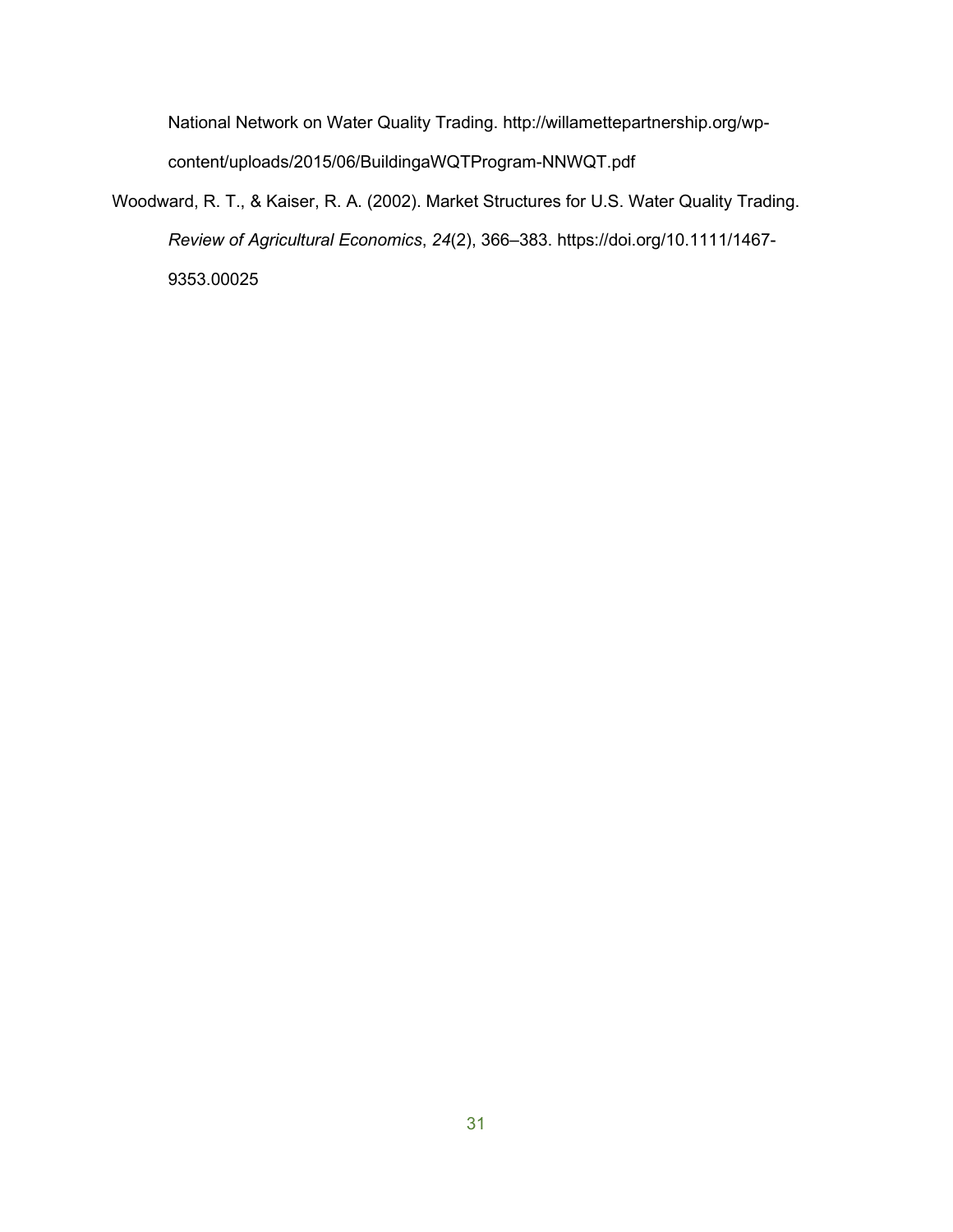National Network on Water Quality Trading. http://willamettepartnership.org/wp-content/uploads/2015/06/BuildingaWQTProgram-NNWQT.pdf

Woodward, R. T., & Kaiser, R. A. (2002). Market Structures for U.S. Water Quality Trading. *Review of Agricultural Economics*, *24*(2), 366–383. https://doi.org/10.1111/1467-9353.00025